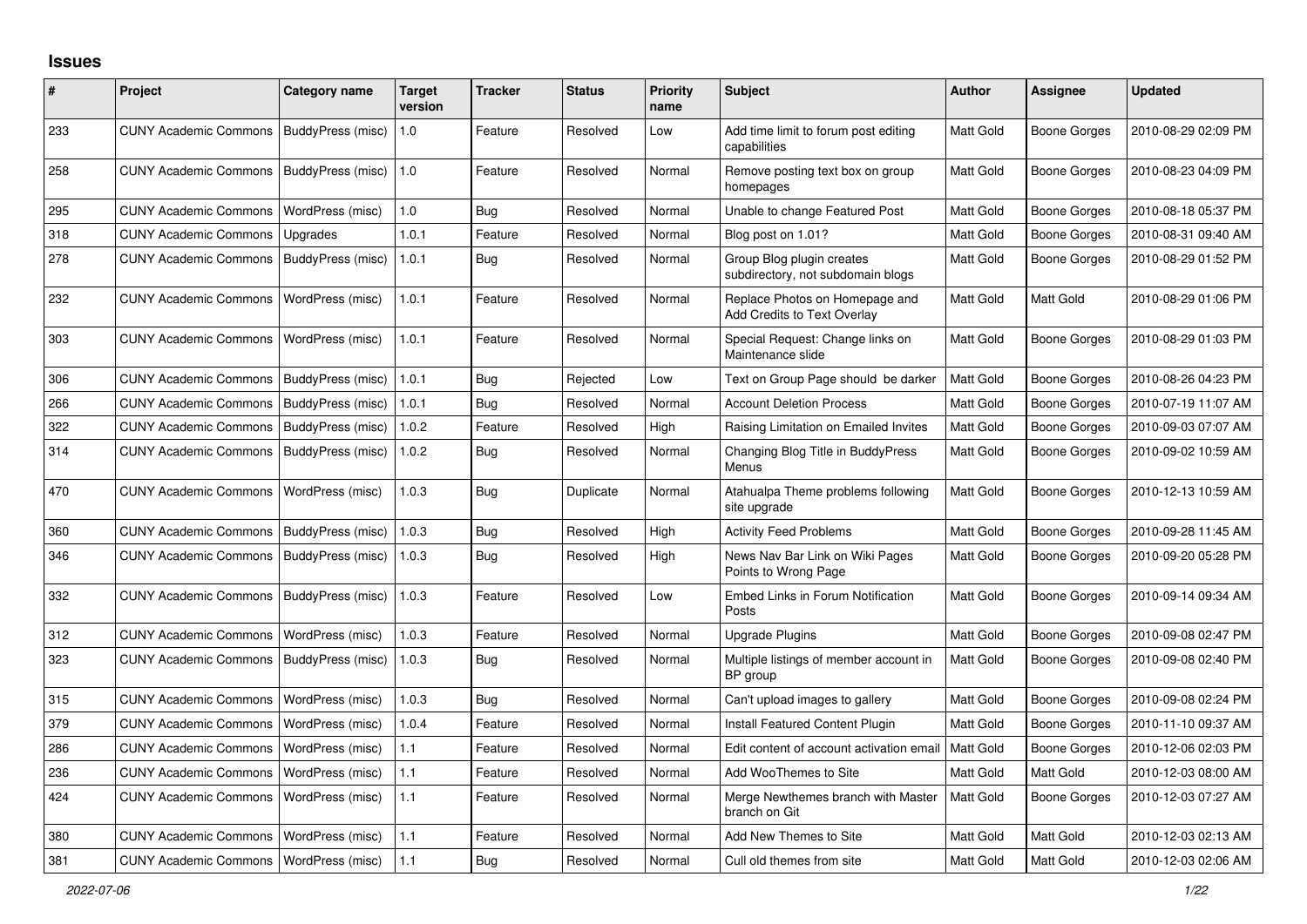# Issues

| # | Project | Category name | Target version | Tracker | Status | Priority name | Subject | Author | Assignee | Updated |
|---|---|---|---|---|---|---|---|---|---|---|
| 233 | CUNY Academic Commons | BuddyPress (misc) | 1.0 | Feature | Resolved | Low | Add time limit to forum post editing capabilities | Matt Gold | Boone Gorges | 2010-08-29 02:09 PM |
| 258 | CUNY Academic Commons | BuddyPress (misc) | 1.0 | Feature | Resolved | Normal | Remove posting text box on group homepages | Matt Gold | Boone Gorges | 2010-08-23 04:09 PM |
| 295 | CUNY Academic Commons | WordPress (misc) | 1.0 | Bug | Resolved | Normal | Unable to change Featured Post | Matt Gold | Boone Gorges | 2010-08-18 05:37 PM |
| 318 | CUNY Academic Commons | Upgrades | 1.0.1 | Feature | Resolved | Normal | Blog post on 1.01? | Matt Gold | Boone Gorges | 2010-08-31 09:40 AM |
| 278 | CUNY Academic Commons | BuddyPress (misc) | 1.0.1 | Bug | Resolved | Normal | Group Blog plugin creates subdirectory, not subdomain blogs | Matt Gold | Boone Gorges | 2010-08-29 01:52 PM |
| 232 | CUNY Academic Commons | WordPress (misc) | 1.0.1 | Feature | Resolved | Normal | Replace Photos on Homepage and Add Credits to Text Overlay | Matt Gold | Matt Gold | 2010-08-29 01:06 PM |
| 303 | CUNY Academic Commons | WordPress (misc) | 1.0.1 | Feature | Resolved | Normal | Special Request: Change links on Maintenance slide | Matt Gold | Boone Gorges | 2010-08-29 01:03 PM |
| 306 | CUNY Academic Commons | BuddyPress (misc) | 1.0.1 | Bug | Rejected | Low | Text on Group Page should be darker | Matt Gold | Boone Gorges | 2010-08-26 04:23 PM |
| 266 | CUNY Academic Commons | BuddyPress (misc) | 1.0.1 | Bug | Resolved | Normal | Account Deletion Process | Matt Gold | Boone Gorges | 2010-07-19 11:07 AM |
| 322 | CUNY Academic Commons | BuddyPress (misc) | 1.0.2 | Feature | Resolved | High | Raising Limitation on Emailed Invites | Matt Gold | Boone Gorges | 2010-09-03 07:07 AM |
| 314 | CUNY Academic Commons | BuddyPress (misc) | 1.0.2 | Bug | Resolved | Normal | Changing Blog Title in BuddyPress Menus | Matt Gold | Boone Gorges | 2010-09-02 10:59 AM |
| 470 | CUNY Academic Commons | WordPress (misc) | 1.0.3 | Bug | Duplicate | Normal | Atahualpa Theme problems following site upgrade | Matt Gold | Boone Gorges | 2010-12-13 10:59 AM |
| 360 | CUNY Academic Commons | BuddyPress (misc) | 1.0.3 | Bug | Resolved | High | Activity Feed Problems | Matt Gold | Boone Gorges | 2010-09-28 11:45 AM |
| 346 | CUNY Academic Commons | BuddyPress (misc) | 1.0.3 | Bug | Resolved | High | News Nav Bar Link on Wiki Pages Points to Wrong Page | Matt Gold | Boone Gorges | 2010-09-20 05:28 PM |
| 332 | CUNY Academic Commons | BuddyPress (misc) | 1.0.3 | Feature | Resolved | Low | Embed Links in Forum Notification Posts | Matt Gold | Boone Gorges | 2010-09-14 09:34 AM |
| 312 | CUNY Academic Commons | WordPress (misc) | 1.0.3 | Feature | Resolved | Normal | Upgrade Plugins | Matt Gold | Boone Gorges | 2010-09-08 02:47 PM |
| 323 | CUNY Academic Commons | BuddyPress (misc) | 1.0.3 | Bug | Resolved | Normal | Multiple listings of member account in BP group | Matt Gold | Boone Gorges | 2010-09-08 02:40 PM |
| 315 | CUNY Academic Commons | WordPress (misc) | 1.0.3 | Bug | Resolved | Normal | Can't upload images to gallery | Matt Gold | Boone Gorges | 2010-09-08 02:24 PM |
| 379 | CUNY Academic Commons | WordPress (misc) | 1.0.4 | Feature | Resolved | Normal | Install Featured Content Plugin | Matt Gold | Boone Gorges | 2010-11-10 09:37 AM |
| 286 | CUNY Academic Commons | WordPress (misc) | 1.1 | Feature | Resolved | Normal | Edit content of account activation email | Matt Gold | Boone Gorges | 2010-12-06 02:03 PM |
| 236 | CUNY Academic Commons | WordPress (misc) | 1.1 | Feature | Resolved | Normal | Add WooThemes to Site | Matt Gold | Matt Gold | 2010-12-03 08:00 AM |
| 424 | CUNY Academic Commons | WordPress (misc) | 1.1 | Feature | Resolved | Normal | Merge Newthemes branch with Master branch on Git | Matt Gold | Boone Gorges | 2010-12-03 07:27 AM |
| 380 | CUNY Academic Commons | WordPress (misc) | 1.1 | Feature | Resolved | Normal | Add New Themes to Site | Matt Gold | Matt Gold | 2010-12-03 02:13 AM |
| 381 | CUNY Academic Commons | WordPress (misc) | 1.1 | Bug | Resolved | Normal | Cull old themes from site | Matt Gold | Matt Gold | 2010-12-03 02:06 AM |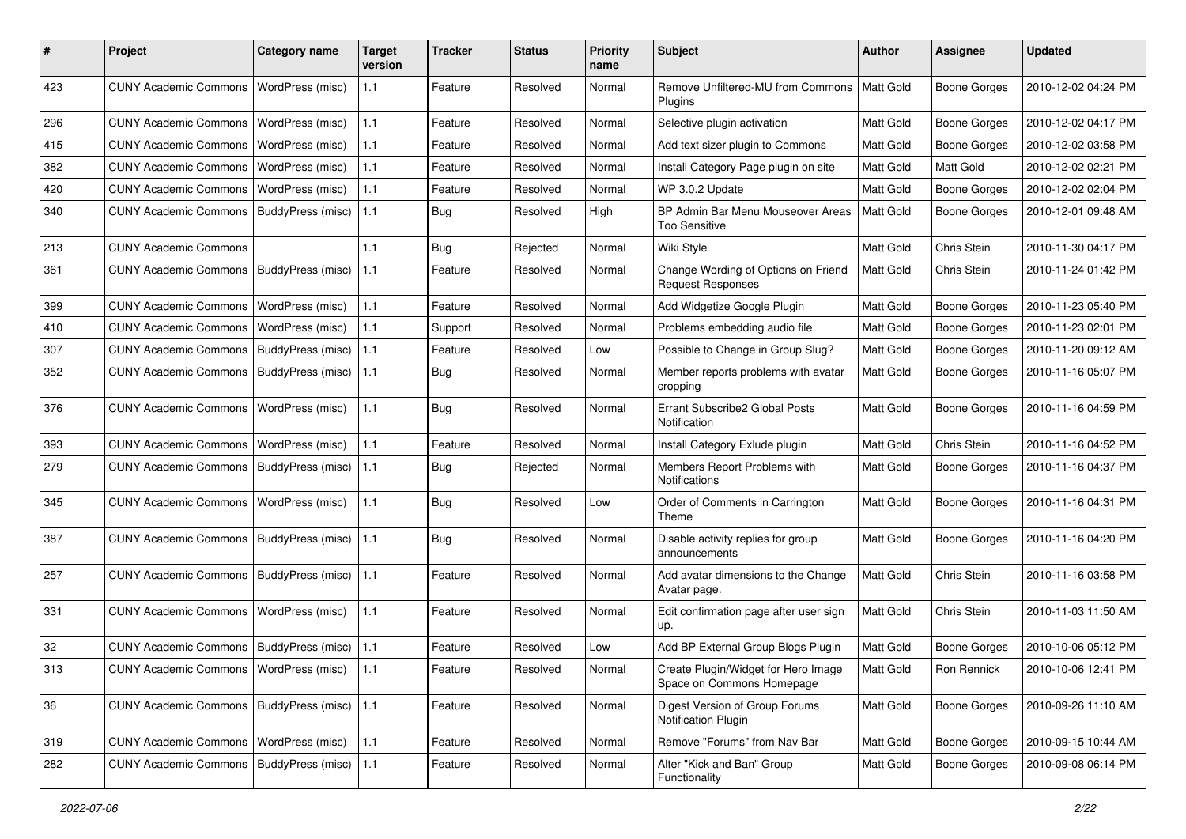| # | Project | Category name | Target version | Tracker | Status | Priority name | Subject | Author | Assignee | Updated |
|---|---|---|---|---|---|---|---|---|---|---|
| 423 | CUNY Academic Commons | WordPress (misc) | 1.1 | Feature | Resolved | Normal | Remove Unfiltered-MU from Commons Plugins | Matt Gold | Boone Gorges | 2010-12-02 04:24 PM |
| 296 | CUNY Academic Commons | WordPress (misc) | 1.1 | Feature | Resolved | Normal | Selective plugin activation | Matt Gold | Boone Gorges | 2010-12-02 04:17 PM |
| 415 | CUNY Academic Commons | WordPress (misc) | 1.1 | Feature | Resolved | Normal | Add text sizer plugin to Commons | Matt Gold | Boone Gorges | 2010-12-02 03:58 PM |
| 382 | CUNY Academic Commons | WordPress (misc) | 1.1 | Feature | Resolved | Normal | Install Category Page plugin on site | Matt Gold | Matt Gold | 2010-12-02 02:21 PM |
| 420 | CUNY Academic Commons | WordPress (misc) | 1.1 | Feature | Resolved | Normal | WP 3.0.2 Update | Matt Gold | Boone Gorges | 2010-12-02 02:04 PM |
| 340 | CUNY Academic Commons | BuddyPress (misc) | 1.1 | Bug | Resolved | High | BP Admin Bar Menu Mouseover Areas Too Sensitive | Matt Gold | Boone Gorges | 2010-12-01 09:48 AM |
| 213 | CUNY Academic Commons | | 1.1 | Bug | Rejected | Normal | Wiki Style | Matt Gold | Chris Stein | 2010-11-30 04:17 PM |
| 361 | CUNY Academic Commons | BuddyPress (misc) | 1.1 | Feature | Resolved | Normal | Change Wording of Options on Friend Request Responses | Matt Gold | Chris Stein | 2010-11-24 01:42 PM |
| 399 | CUNY Academic Commons | WordPress (misc) | 1.1 | Feature | Resolved | Normal | Add Widgetize Google Plugin | Matt Gold | Boone Gorges | 2010-11-23 05:40 PM |
| 410 | CUNY Academic Commons | WordPress (misc) | 1.1 | Support | Resolved | Normal | Problems embedding audio file | Matt Gold | Boone Gorges | 2010-11-23 02:01 PM |
| 307 | CUNY Academic Commons | BuddyPress (misc) | 1.1 | Feature | Resolved | Low | Possible to Change in Group Slug? | Matt Gold | Boone Gorges | 2010-11-20 09:12 AM |
| 352 | CUNY Academic Commons | BuddyPress (misc) | 1.1 | Bug | Resolved | Normal | Member reports problems with avatar cropping | Matt Gold | Boone Gorges | 2010-11-16 05:07 PM |
| 376 | CUNY Academic Commons | WordPress (misc) | 1.1 | Bug | Resolved | Normal | Errant Subscribe2 Global Posts Notification | Matt Gold | Boone Gorges | 2010-11-16 04:59 PM |
| 393 | CUNY Academic Commons | WordPress (misc) | 1.1 | Feature | Resolved | Normal | Install Category Exlude plugin | Matt Gold | Chris Stein | 2010-11-16 04:52 PM |
| 279 | CUNY Academic Commons | BuddyPress (misc) | 1.1 | Bug | Rejected | Normal | Members Report Problems with Notifications | Matt Gold | Boone Gorges | 2010-11-16 04:37 PM |
| 345 | CUNY Academic Commons | WordPress (misc) | 1.1 | Bug | Resolved | Low | Order of Comments in Carrington Theme | Matt Gold | Boone Gorges | 2010-11-16 04:31 PM |
| 387 | CUNY Academic Commons | BuddyPress (misc) | 1.1 | Bug | Resolved | Normal | Disable activity replies for group announcements | Matt Gold | Boone Gorges | 2010-11-16 04:20 PM |
| 257 | CUNY Academic Commons | BuddyPress (misc) | 1.1 | Feature | Resolved | Normal | Add avatar dimensions to the Change Avatar page. | Matt Gold | Chris Stein | 2010-11-16 03:58 PM |
| 331 | CUNY Academic Commons | WordPress (misc) | 1.1 | Feature | Resolved | Normal | Edit confirmation page after user sign up. | Matt Gold | Chris Stein | 2010-11-03 11:50 AM |
| 32 | CUNY Academic Commons | BuddyPress (misc) | 1.1 | Feature | Resolved | Low | Add BP External Group Blogs Plugin | Matt Gold | Boone Gorges | 2010-10-06 05:12 PM |
| 313 | CUNY Academic Commons | WordPress (misc) | 1.1 | Feature | Resolved | Normal | Create Plugin/Widget for Hero Image Space on Commons Homepage | Matt Gold | Ron Rennick | 2010-10-06 12:41 PM |
| 36 | CUNY Academic Commons | BuddyPress (misc) | 1.1 | Feature | Resolved | Normal | Digest Version of Group Forums Notification Plugin | Matt Gold | Boone Gorges | 2010-09-26 11:10 AM |
| 319 | CUNY Academic Commons | WordPress (misc) | 1.1 | Feature | Resolved | Normal | Remove "Forums" from Nav Bar | Matt Gold | Boone Gorges | 2010-09-15 10:44 AM |
| 282 | CUNY Academic Commons | BuddyPress (misc) | 1.1 | Feature | Resolved | Normal | Alter "Kick and Ban" Group Functionality | Matt Gold | Boone Gorges | 2010-09-08 06:14 PM |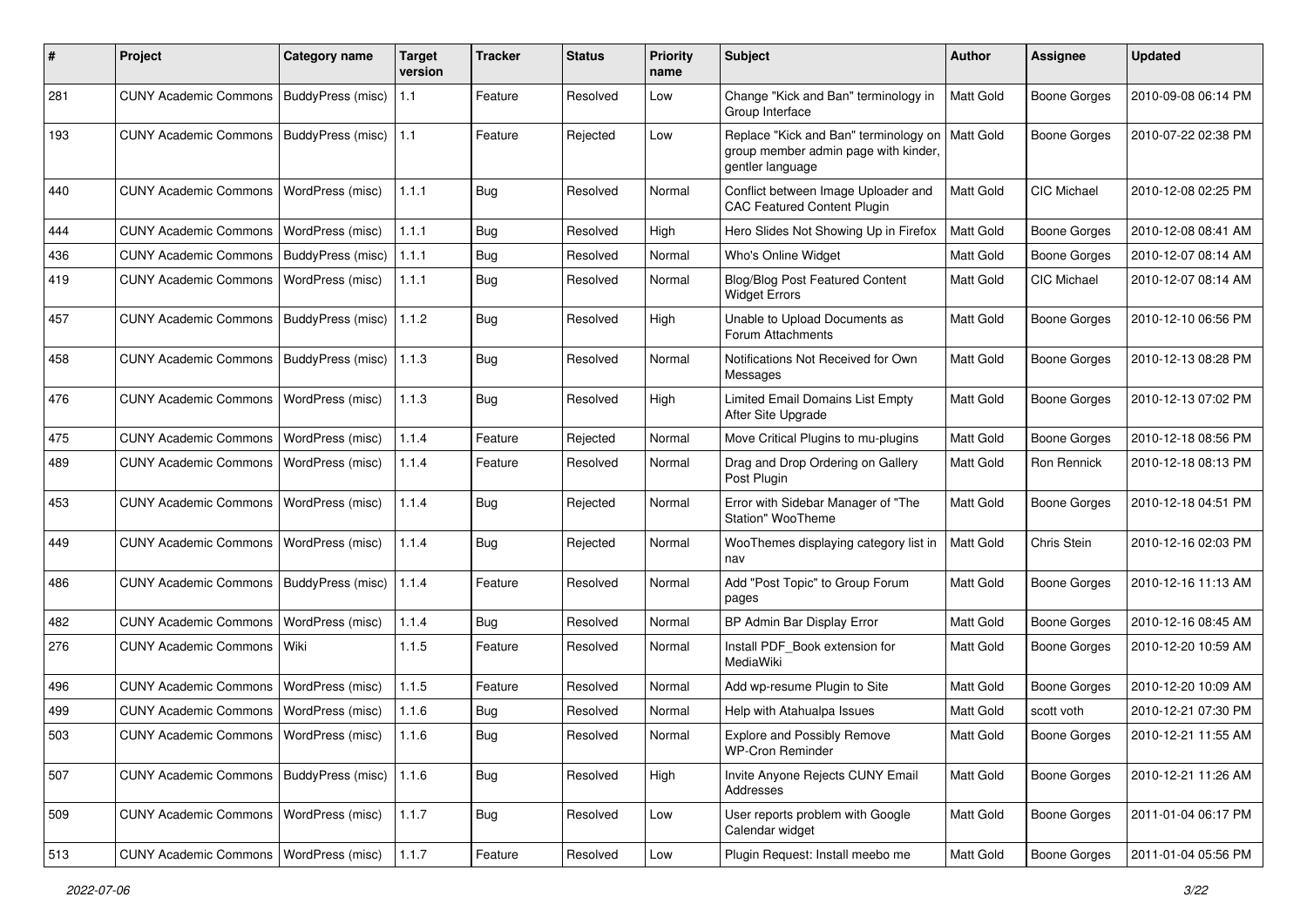| # | Project | Category name | Target version | Tracker | Status | Priority name | Subject | Author | Assignee | Updated |
|---|---|---|---|---|---|---|---|---|---|---|
| 281 | CUNY Academic Commons | BuddyPress (misc) | 1.1 | Feature | Resolved | Low | Change "Kick and Ban" terminology in Group Interface | Matt Gold | Boone Gorges | 2010-09-08 06:14 PM |
| 193 | CUNY Academic Commons | BuddyPress (misc) | 1.1 | Feature | Rejected | Low | Replace "Kick and Ban" terminology on group member admin page with kinder, gentler language | Matt Gold | Boone Gorges | 2010-07-22 02:38 PM |
| 440 | CUNY Academic Commons | WordPress (misc) | 1.1.1 | Bug | Resolved | Normal | Conflict between Image Uploader and CAC Featured Content Plugin | Matt Gold | CIC Michael | 2010-12-08 02:25 PM |
| 444 | CUNY Academic Commons | WordPress (misc) | 1.1.1 | Bug | Resolved | High | Hero Slides Not Showing Up in Firefox | Matt Gold | Boone Gorges | 2010-12-08 08:41 AM |
| 436 | CUNY Academic Commons | BuddyPress (misc) | 1.1.1 | Bug | Resolved | Normal | Who's Online Widget | Matt Gold | Boone Gorges | 2010-12-07 08:14 AM |
| 419 | CUNY Academic Commons | WordPress (misc) | 1.1.1 | Bug | Resolved | Normal | Blog/Blog Post Featured Content Widget Errors | Matt Gold | CIC Michael | 2010-12-07 08:14 AM |
| 457 | CUNY Academic Commons | BuddyPress (misc) | 1.1.2 | Bug | Resolved | High | Unable to Upload Documents as Forum Attachments | Matt Gold | Boone Gorges | 2010-12-10 06:56 PM |
| 458 | CUNY Academic Commons | BuddyPress (misc) | 1.1.3 | Bug | Resolved | Normal | Notifications Not Received for Own Messages | Matt Gold | Boone Gorges | 2010-12-13 08:28 PM |
| 476 | CUNY Academic Commons | WordPress (misc) | 1.1.3 | Bug | Resolved | High | Limited Email Domains List Empty After Site Upgrade | Matt Gold | Boone Gorges | 2010-12-13 07:02 PM |
| 475 | CUNY Academic Commons | WordPress (misc) | 1.1.4 | Feature | Rejected | Normal | Move Critical Plugins to mu-plugins | Matt Gold | Boone Gorges | 2010-12-18 08:56 PM |
| 489 | CUNY Academic Commons | WordPress (misc) | 1.1.4 | Feature | Resolved | Normal | Drag and Drop Ordering on Gallery Post Plugin | Matt Gold | Ron Rennick | 2010-12-18 08:13 PM |
| 453 | CUNY Academic Commons | WordPress (misc) | 1.1.4 | Bug | Rejected | Normal | Error with Sidebar Manager of "The Station" WooTheme | Matt Gold | Boone Gorges | 2010-12-18 04:51 PM |
| 449 | CUNY Academic Commons | WordPress (misc) | 1.1.4 | Bug | Rejected | Normal | WooThemes displaying category list in nav | Matt Gold | Chris Stein | 2010-12-16 02:03 PM |
| 486 | CUNY Academic Commons | BuddyPress (misc) | 1.1.4 | Feature | Resolved | Normal | Add "Post Topic" to Group Forum pages | Matt Gold | Boone Gorges | 2010-12-16 11:13 AM |
| 482 | CUNY Academic Commons | WordPress (misc) | 1.1.4 | Bug | Resolved | Normal | BP Admin Bar Display Error | Matt Gold | Boone Gorges | 2010-12-16 08:45 AM |
| 276 | CUNY Academic Commons | Wiki | 1.1.5 | Feature | Resolved | Normal | Install PDF_Book extension for MediaWiki | Matt Gold | Boone Gorges | 2010-12-20 10:59 AM |
| 496 | CUNY Academic Commons | WordPress (misc) | 1.1.5 | Feature | Resolved | Normal | Add wp-resume Plugin to Site | Matt Gold | Boone Gorges | 2010-12-20 10:09 AM |
| 499 | CUNY Academic Commons | WordPress (misc) | 1.1.6 | Bug | Resolved | Normal | Help with Atahualpa Issues | Matt Gold | scott voth | 2010-12-21 07:30 PM |
| 503 | CUNY Academic Commons | WordPress (misc) | 1.1.6 | Bug | Resolved | Normal | Explore and Possibly Remove WP-Cron Reminder | Matt Gold | Boone Gorges | 2010-12-21 11:55 AM |
| 507 | CUNY Academic Commons | BuddyPress (misc) | 1.1.6 | Bug | Resolved | High | Invite Anyone Rejects CUNY Email Addresses | Matt Gold | Boone Gorges | 2010-12-21 11:26 AM |
| 509 | CUNY Academic Commons | WordPress (misc) | 1.1.7 | Bug | Resolved | Low | User reports problem with Google Calendar widget | Matt Gold | Boone Gorges | 2011-01-04 06:17 PM |
| 513 | CUNY Academic Commons | WordPress (misc) | 1.1.7 | Feature | Resolved | Low | Plugin Request: Install meebo me | Matt Gold | Boone Gorges | 2011-01-04 05:56 PM |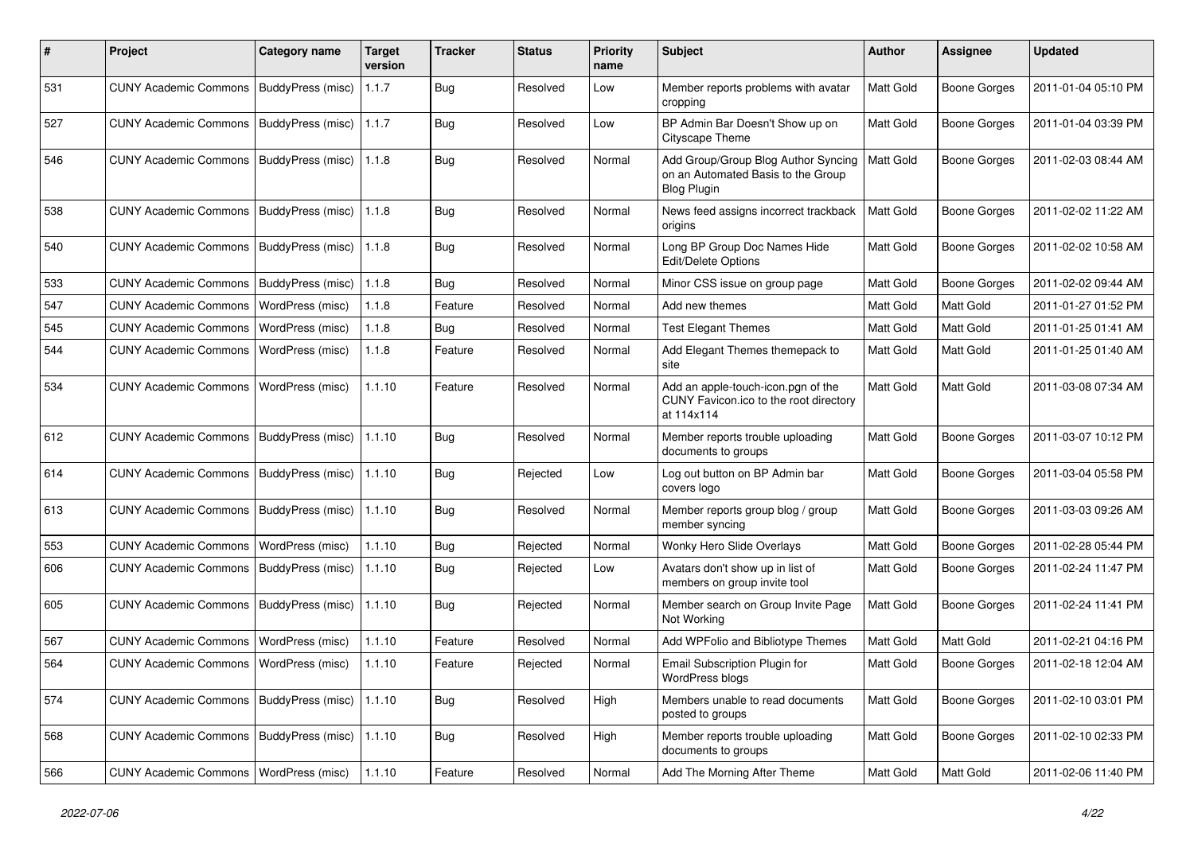| # | Project | Category name | Target version | Tracker | Status | Priority name | Subject | Author | Assignee | Updated |
|---|---|---|---|---|---|---|---|---|---|---|
| 531 | CUNY Academic Commons | BuddyPress (misc) | 1.1.7 | Bug | Resolved | Low | Member reports problems with avatar cropping | Matt Gold | Boone Gorges | 2011-01-04 05:10 PM |
| 527 | CUNY Academic Commons | BuddyPress (misc) | 1.1.7 | Bug | Resolved | Low | BP Admin Bar Doesn't Show up on Cityscape Theme | Matt Gold | Boone Gorges | 2011-01-04 03:39 PM |
| 546 | CUNY Academic Commons | BuddyPress (misc) | 1.1.8 | Bug | Resolved | Normal | Add Group/Group Blog Author Syncing on an Automated Basis to the Group Blog Plugin | Matt Gold | Boone Gorges | 2011-02-03 08:44 AM |
| 538 | CUNY Academic Commons | BuddyPress (misc) | 1.1.8 | Bug | Resolved | Normal | News feed assigns incorrect trackback origins | Matt Gold | Boone Gorges | 2011-02-02 11:22 AM |
| 540 | CUNY Academic Commons | BuddyPress (misc) | 1.1.8 | Bug | Resolved | Normal | Long BP Group Doc Names Hide Edit/Delete Options | Matt Gold | Boone Gorges | 2011-02-02 10:58 AM |
| 533 | CUNY Academic Commons | BuddyPress (misc) | 1.1.8 | Bug | Resolved | Normal | Minor CSS issue on group page | Matt Gold | Boone Gorges | 2011-02-02 09:44 AM |
| 547 | CUNY Academic Commons | WordPress (misc) | 1.1.8 | Feature | Resolved | Normal | Add new themes | Matt Gold | Matt Gold | 2011-01-27 01:52 PM |
| 545 | CUNY Academic Commons | WordPress (misc) | 1.1.8 | Bug | Resolved | Normal | Test Elegant Themes | Matt Gold | Matt Gold | 2011-01-25 01:41 AM |
| 544 | CUNY Academic Commons | WordPress (misc) | 1.1.8 | Feature | Resolved | Normal | Add Elegant Themes themepack to site | Matt Gold | Matt Gold | 2011-01-25 01:40 AM |
| 534 | CUNY Academic Commons | WordPress (misc) | 1.1.10 | Feature | Resolved | Normal | Add an apple-touch-icon.pgn of the CUNY Favicon.ico to the root directory at 114x114 | Matt Gold | Matt Gold | 2011-03-08 07:34 AM |
| 612 | CUNY Academic Commons | BuddyPress (misc) | 1.1.10 | Bug | Resolved | Normal | Member reports trouble uploading documents to groups | Matt Gold | Boone Gorges | 2011-03-07 10:12 PM |
| 614 | CUNY Academic Commons | BuddyPress (misc) | 1.1.10 | Bug | Rejected | Low | Log out button on BP Admin bar covers logo | Matt Gold | Boone Gorges | 2011-03-04 05:58 PM |
| 613 | CUNY Academic Commons | BuddyPress (misc) | 1.1.10 | Bug | Resolved | Normal | Member reports group blog / group member syncing | Matt Gold | Boone Gorges | 2011-03-03 09:26 AM |
| 553 | CUNY Academic Commons | WordPress (misc) | 1.1.10 | Bug | Rejected | Normal | Wonky Hero Slide Overlays | Matt Gold | Boone Gorges | 2011-02-28 05:44 PM |
| 606 | CUNY Academic Commons | BuddyPress (misc) | 1.1.10 | Bug | Rejected | Low | Avatars don't show up in list of members on group invite tool | Matt Gold | Boone Gorges | 2011-02-24 11:47 PM |
| 605 | CUNY Academic Commons | BuddyPress (misc) | 1.1.10 | Bug | Rejected | Normal | Member search on Group Invite Page Not Working | Matt Gold | Boone Gorges | 2011-02-24 11:41 PM |
| 567 | CUNY Academic Commons | WordPress (misc) | 1.1.10 | Feature | Resolved | Normal | Add WPFolio and Bibliotype Themes | Matt Gold | Matt Gold | 2011-02-21 04:16 PM |
| 564 | CUNY Academic Commons | WordPress (misc) | 1.1.10 | Feature | Rejected | Normal | Email Subscription Plugin for WordPress blogs | Matt Gold | Boone Gorges | 2011-02-18 12:04 AM |
| 574 | CUNY Academic Commons | BuddyPress (misc) | 1.1.10 | Bug | Resolved | High | Members unable to read documents posted to groups | Matt Gold | Boone Gorges | 2011-02-10 03:01 PM |
| 568 | CUNY Academic Commons | BuddyPress (misc) | 1.1.10 | Bug | Resolved | High | Member reports trouble uploading documents to groups | Matt Gold | Boone Gorges | 2011-02-10 02:33 PM |
| 566 | CUNY Academic Commons | WordPress (misc) | 1.1.10 | Feature | Resolved | Normal | Add The Morning After Theme | Matt Gold | Matt Gold | 2011-02-06 11:40 PM |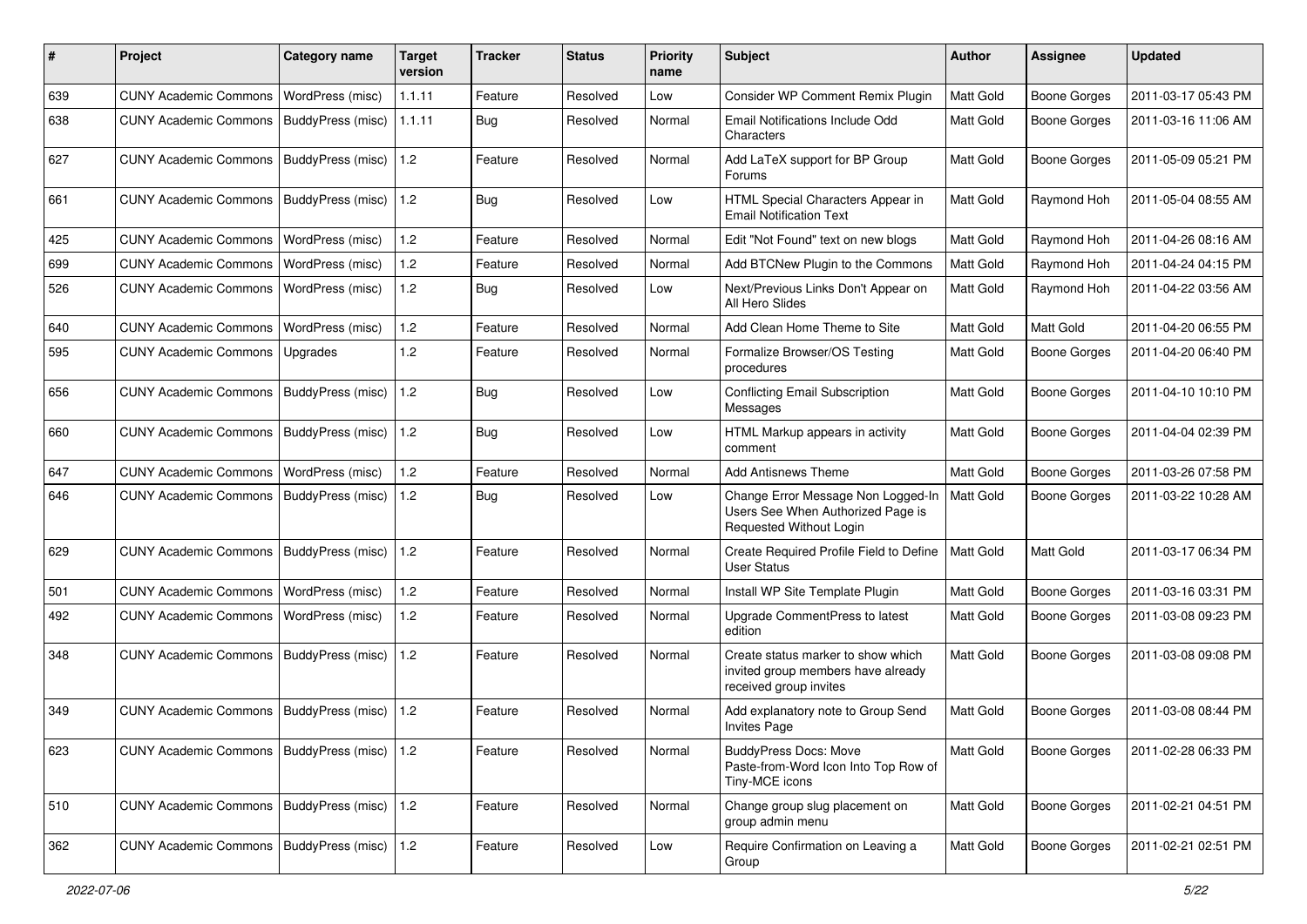| # | Project | Category name | Target version | Tracker | Status | Priority name | Subject | Author | Assignee | Updated |
|---|---|---|---|---|---|---|---|---|---|---|
| 639 | CUNY Academic Commons | WordPress (misc) | 1.1.11 | Feature | Resolved | Low | Consider WP Comment Remix Plugin | Matt Gold | Boone Gorges | 2011-03-17 05:43 PM |
| 638 | CUNY Academic Commons | BuddyPress (misc) | 1.1.11 | Bug | Resolved | Normal | Email Notifications Include Odd Characters | Matt Gold | Boone Gorges | 2011-03-16 11:06 AM |
| 627 | CUNY Academic Commons | BuddyPress (misc) | 1.2 | Feature | Resolved | Normal | Add LaTeX support for BP Group Forums | Matt Gold | Boone Gorges | 2011-05-09 05:21 PM |
| 661 | CUNY Academic Commons | BuddyPress (misc) | 1.2 | Bug | Resolved | Low | HTML Special Characters Appear in Email Notification Text | Matt Gold | Raymond Hoh | 2011-05-04 08:55 AM |
| 425 | CUNY Academic Commons | WordPress (misc) | 1.2 | Feature | Resolved | Normal | Edit "Not Found" text on new blogs | Matt Gold | Raymond Hoh | 2011-04-26 08:16 AM |
| 699 | CUNY Academic Commons | WordPress (misc) | 1.2 | Feature | Resolved | Normal | Add BTCNew Plugin to the Commons | Matt Gold | Raymond Hoh | 2011-04-24 04:15 PM |
| 526 | CUNY Academic Commons | WordPress (misc) | 1.2 | Bug | Resolved | Low | Next/Previous Links Don't Appear on All Hero Slides | Matt Gold | Raymond Hoh | 2011-04-22 03:56 AM |
| 640 | CUNY Academic Commons | WordPress (misc) | 1.2 | Feature | Resolved | Normal | Add Clean Home Theme to Site | Matt Gold | Matt Gold | 2011-04-20 06:55 PM |
| 595 | CUNY Academic Commons | Upgrades | 1.2 | Feature | Resolved | Normal | Formalize Browser/OS Testing procedures | Matt Gold | Boone Gorges | 2011-04-20 06:40 PM |
| 656 | CUNY Academic Commons | BuddyPress (misc) | 1.2 | Bug | Resolved | Low | Conflicting Email Subscription Messages | Matt Gold | Boone Gorges | 2011-04-10 10:10 PM |
| 660 | CUNY Academic Commons | BuddyPress (misc) | 1.2 | Bug | Resolved | Low | HTML Markup appears in activity comment | Matt Gold | Boone Gorges | 2011-04-04 02:39 PM |
| 647 | CUNY Academic Commons | WordPress (misc) | 1.2 | Feature | Resolved | Normal | Add Antisnews Theme | Matt Gold | Boone Gorges | 2011-03-26 07:58 PM |
| 646 | CUNY Academic Commons | BuddyPress (misc) | 1.2 | Bug | Resolved | Low | Change Error Message Non Logged-In Users See When Authorized Page is Requested Without Login | Matt Gold | Boone Gorges | 2011-03-22 10:28 AM |
| 629 | CUNY Academic Commons | BuddyPress (misc) | 1.2 | Feature | Resolved | Normal | Create Required Profile Field to Define User Status | Matt Gold | Matt Gold | 2011-03-17 06:34 PM |
| 501 | CUNY Academic Commons | WordPress (misc) | 1.2 | Feature | Resolved | Normal | Install WP Site Template Plugin | Matt Gold | Boone Gorges | 2011-03-16 03:31 PM |
| 492 | CUNY Academic Commons | WordPress (misc) | 1.2 | Feature | Resolved | Normal | Upgrade CommentPress to latest edition | Matt Gold | Boone Gorges | 2011-03-08 09:23 PM |
| 348 | CUNY Academic Commons | BuddyPress (misc) | 1.2 | Feature | Resolved | Normal | Create status marker to show which invited group members have already received group invites | Matt Gold | Boone Gorges | 2011-03-08 09:08 PM |
| 349 | CUNY Academic Commons | BuddyPress (misc) | 1.2 | Feature | Resolved | Normal | Add explanatory note to Group Send Invites Page | Matt Gold | Boone Gorges | 2011-03-08 08:44 PM |
| 623 | CUNY Academic Commons | BuddyPress (misc) | 1.2 | Feature | Resolved | Normal | BuddyPress Docs: Move Paste-from-Word Icon Into Top Row of Tiny-MCE icons | Matt Gold | Boone Gorges | 2011-02-28 06:33 PM |
| 510 | CUNY Academic Commons | BuddyPress (misc) | 1.2 | Feature | Resolved | Normal | Change group slug placement on group admin menu | Matt Gold | Boone Gorges | 2011-02-21 04:51 PM |
| 362 | CUNY Academic Commons | BuddyPress (misc) | 1.2 | Feature | Resolved | Low | Require Confirmation on Leaving a Group | Matt Gold | Boone Gorges | 2011-02-21 02:51 PM |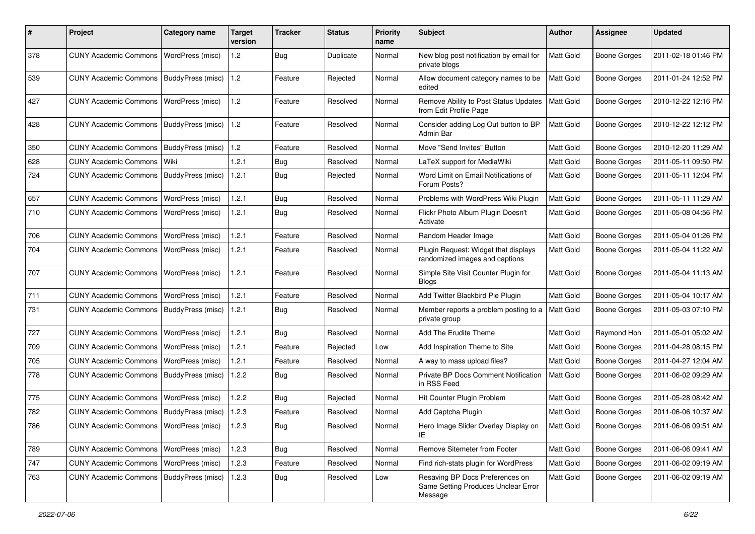| # | Project | Category name | Target version | Tracker | Status | Priority name | Subject | Author | Assignee | Updated |
|---|---|---|---|---|---|---|---|---|---|---|
| 378 | CUNY Academic Commons | WordPress (misc) | 1.2 | Bug | Duplicate | Normal | New blog post notification by email for private blogs | Matt Gold | Boone Gorges | 2011-02-18 01:46 PM |
| 539 | CUNY Academic Commons | BuddyPress (misc) | 1.2 | Feature | Rejected | Normal | Allow document category names to be edited | Matt Gold | Boone Gorges | 2011-01-24 12:52 PM |
| 427 | CUNY Academic Commons | WordPress (misc) | 1.2 | Feature | Resolved | Normal | Remove Ability to Post Status Updates from Edit Profile Page | Matt Gold | Boone Gorges | 2010-12-22 12:16 PM |
| 428 | CUNY Academic Commons | BuddyPress (misc) | 1.2 | Feature | Resolved | Normal | Consider adding Log Out button to BP Admin Bar | Matt Gold | Boone Gorges | 2010-12-22 12:12 PM |
| 350 | CUNY Academic Commons | BuddyPress (misc) | 1.2 | Feature | Resolved | Normal | Move "Send Invites" Button | Matt Gold | Boone Gorges | 2010-12-20 11:29 AM |
| 628 | CUNY Academic Commons | Wiki | 1.2.1 | Bug | Resolved | Normal | LaTeX support for MediaWiki | Matt Gold | Boone Gorges | 2011-05-11 09:50 PM |
| 724 | CUNY Academic Commons | BuddyPress (misc) | 1.2.1 | Bug | Rejected | Normal | Word Limit on Email Notifications of Forum Posts? | Matt Gold | Boone Gorges | 2011-05-11 12:04 PM |
| 657 | CUNY Academic Commons | WordPress (misc) | 1.2.1 | Bug | Resolved | Normal | Problems with WordPress Wiki Plugin | Matt Gold | Boone Gorges | 2011-05-11 11:29 AM |
| 710 | CUNY Academic Commons | WordPress (misc) | 1.2.1 | Bug | Resolved | Normal | Flickr Photo Album Plugin Doesn't Activate | Matt Gold | Boone Gorges | 2011-05-08 04:56 PM |
| 706 | CUNY Academic Commons | WordPress (misc) | 1.2.1 | Feature | Resolved | Normal | Random Header Image | Matt Gold | Boone Gorges | 2011-05-04 01:26 PM |
| 704 | CUNY Academic Commons | WordPress (misc) | 1.2.1 | Feature | Resolved | Normal | Plugin Request: Widget that displays randomized images and captions | Matt Gold | Boone Gorges | 2011-05-04 11:22 AM |
| 707 | CUNY Academic Commons | WordPress (misc) | 1.2.1 | Feature | Resolved | Normal | Simple Site Visit Counter Plugin for Blogs | Matt Gold | Boone Gorges | 2011-05-04 11:13 AM |
| 711 | CUNY Academic Commons | WordPress (misc) | 1.2.1 | Feature | Resolved | Normal | Add Twitter Blackbird Pie Plugin | Matt Gold | Boone Gorges | 2011-05-04 10:17 AM |
| 731 | CUNY Academic Commons | BuddyPress (misc) | 1.2.1 | Bug | Resolved | Normal | Member reports a problem posting to a private group | Matt Gold | Boone Gorges | 2011-05-03 07:10 PM |
| 727 | CUNY Academic Commons | WordPress (misc) | 1.2.1 | Bug | Resolved | Normal | Add The Erudite Theme | Matt Gold | Raymond Hoh | 2011-05-01 05:02 AM |
| 709 | CUNY Academic Commons | WordPress (misc) | 1.2.1 | Feature | Rejected | Low | Add Inspiration Theme to Site | Matt Gold | Boone Gorges | 2011-04-28 08:15 PM |
| 705 | CUNY Academic Commons | WordPress (misc) | 1.2.1 | Feature | Resolved | Normal | A way to mass upload files? | Matt Gold | Boone Gorges | 2011-04-27 12:04 AM |
| 778 | CUNY Academic Commons | BuddyPress (misc) | 1.2.2 | Bug | Resolved | Normal | Private BP Docs Comment Notification in RSS Feed | Matt Gold | Boone Gorges | 2011-06-02 09:29 AM |
| 775 | CUNY Academic Commons | WordPress (misc) | 1.2.2 | Bug | Rejected | Normal | Hit Counter Plugin Problem | Matt Gold | Boone Gorges | 2011-05-28 08:42 AM |
| 782 | CUNY Academic Commons | BuddyPress (misc) | 1.2.3 | Feature | Resolved | Normal | Add Captcha Plugin | Matt Gold | Boone Gorges | 2011-06-06 10:37 AM |
| 786 | CUNY Academic Commons | WordPress (misc) | 1.2.3 | Bug | Resolved | Normal | Hero Image Slider Overlay Display on IE | Matt Gold | Boone Gorges | 2011-06-06 09:51 AM |
| 789 | CUNY Academic Commons | WordPress (misc) | 1.2.3 | Bug | Resolved | Normal | Remove Sitemeter from Footer | Matt Gold | Boone Gorges | 2011-06-06 09:41 AM |
| 747 | CUNY Academic Commons | WordPress (misc) | 1.2.3 | Feature | Resolved | Normal | Find rich-stats plugin for WordPress | Matt Gold | Boone Gorges | 2011-06-02 09:19 AM |
| 763 | CUNY Academic Commons | BuddyPress (misc) | 1.2.3 | Bug | Resolved | Low | Resaving BP Docs Preferences on Same Setting Produces Unclear Error Message | Matt Gold | Boone Gorges | 2011-06-02 09:19 AM |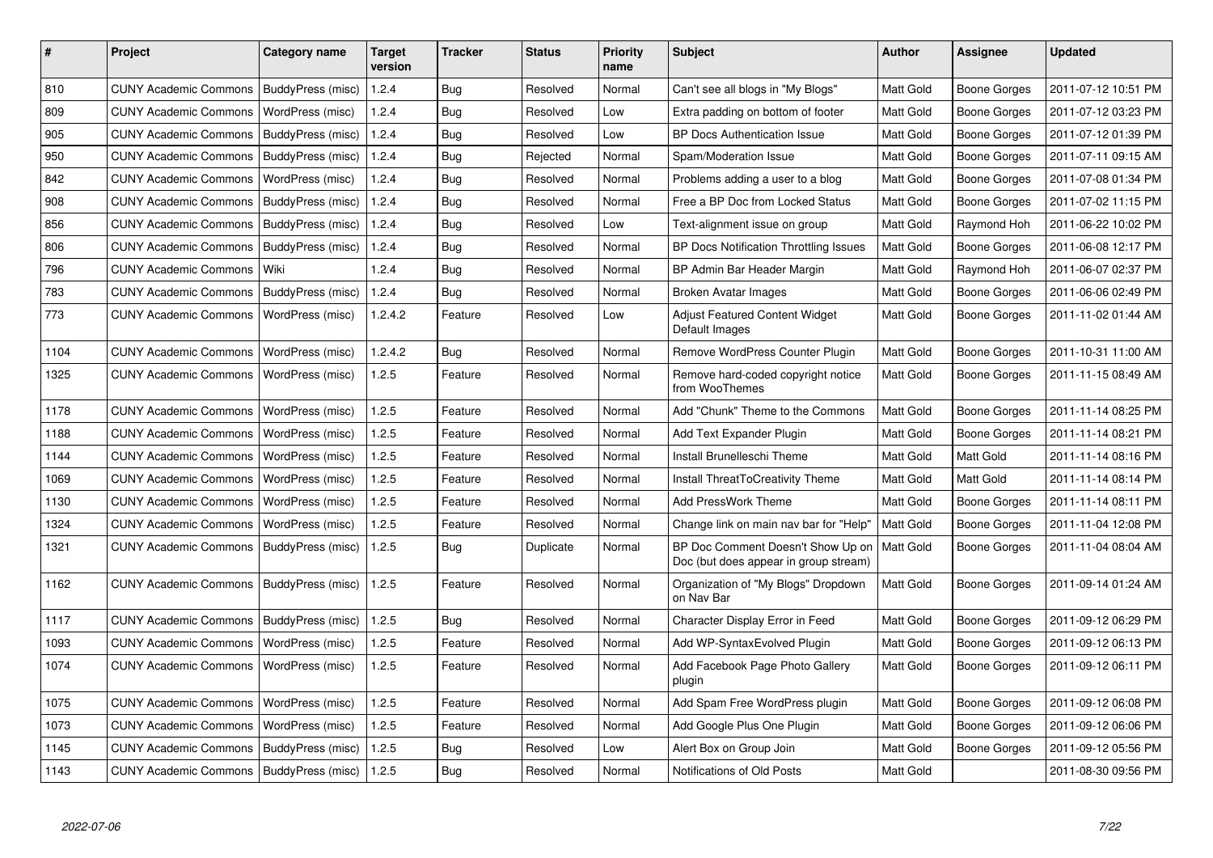| # | Project | Category name | Target version | Tracker | Status | Priority name | Subject | Author | Assignee | Updated |
|---|---|---|---|---|---|---|---|---|---|---|
| 810 | CUNY Academic Commons | BuddyPress (misc) | 1.2.4 | Bug | Resolved | Normal | Can't see all blogs in "My Blogs" | Matt Gold | Boone Gorges | 2011-07-12 10:51 PM |
| 809 | CUNY Academic Commons | WordPress (misc) | 1.2.4 | Bug | Resolved | Low | Extra padding on bottom of footer | Matt Gold | Boone Gorges | 2011-07-12 03:23 PM |
| 905 | CUNY Academic Commons | BuddyPress (misc) | 1.2.4 | Bug | Resolved | Low | BP Docs Authentication Issue | Matt Gold | Boone Gorges | 2011-07-12 01:39 PM |
| 950 | CUNY Academic Commons | BuddyPress (misc) | 1.2.4 | Bug | Rejected | Normal | Spam/Moderation Issue | Matt Gold | Boone Gorges | 2011-07-11 09:15 AM |
| 842 | CUNY Academic Commons | WordPress (misc) | 1.2.4 | Bug | Resolved | Normal | Problems adding a user to a blog | Matt Gold | Boone Gorges | 2011-07-08 01:34 PM |
| 908 | CUNY Academic Commons | BuddyPress (misc) | 1.2.4 | Bug | Resolved | Normal | Free a BP Doc from Locked Status | Matt Gold | Boone Gorges | 2011-07-02 11:15 PM |
| 856 | CUNY Academic Commons | BuddyPress (misc) | 1.2.4 | Bug | Resolved | Low | Text-alignment issue on group | Matt Gold | Raymond Hoh | 2011-06-22 10:02 PM |
| 806 | CUNY Academic Commons | BuddyPress (misc) | 1.2.4 | Bug | Resolved | Normal | BP Docs Notification Throttling Issues | Matt Gold | Boone Gorges | 2011-06-08 12:17 PM |
| 796 | CUNY Academic Commons | Wiki | 1.2.4 | Bug | Resolved | Normal | BP Admin Bar Header Margin | Matt Gold | Raymond Hoh | 2011-06-07 02:37 PM |
| 783 | CUNY Academic Commons | BuddyPress (misc) | 1.2.4 | Bug | Resolved | Normal | Broken Avatar Images | Matt Gold | Boone Gorges | 2011-06-06 02:49 PM |
| 773 | CUNY Academic Commons | WordPress (misc) | 1.2.4.2 | Feature | Resolved | Low | Adjust Featured Content Widget Default Images | Matt Gold | Boone Gorges | 2011-11-02 01:44 AM |
| 1104 | CUNY Academic Commons | WordPress (misc) | 1.2.4.2 | Bug | Resolved | Normal | Remove WordPress Counter Plugin | Matt Gold | Boone Gorges | 2011-10-31 11:00 AM |
| 1325 | CUNY Academic Commons | WordPress (misc) | 1.2.5 | Feature | Resolved | Normal | Remove hard-coded copyright notice from WooThemes | Matt Gold | Boone Gorges | 2011-11-15 08:49 AM |
| 1178 | CUNY Academic Commons | WordPress (misc) | 1.2.5 | Feature | Resolved | Normal | Add "Chunk" Theme to the Commons | Matt Gold | Boone Gorges | 2011-11-14 08:25 PM |
| 1188 | CUNY Academic Commons | WordPress (misc) | 1.2.5 | Feature | Resolved | Normal | Add Text Expander Plugin | Matt Gold | Boone Gorges | 2011-11-14 08:21 PM |
| 1144 | CUNY Academic Commons | WordPress (misc) | 1.2.5 | Feature | Resolved | Normal | Install Brunelleschi Theme | Matt Gold | Matt Gold | 2011-11-14 08:16 PM |
| 1069 | CUNY Academic Commons | WordPress (misc) | 1.2.5 | Feature | Resolved | Normal | Install ThreatToCreativity Theme | Matt Gold | Matt Gold | 2011-11-14 08:14 PM |
| 1130 | CUNY Academic Commons | WordPress (misc) | 1.2.5 | Feature | Resolved | Normal | Add PressWork Theme | Matt Gold | Boone Gorges | 2011-11-14 08:11 PM |
| 1324 | CUNY Academic Commons | WordPress (misc) | 1.2.5 | Feature | Resolved | Normal | Change link on main nav bar for "Help" | Matt Gold | Boone Gorges | 2011-11-04 12:08 PM |
| 1321 | CUNY Academic Commons | BuddyPress (misc) | 1.2.5 | Bug | Duplicate | Normal | BP Doc Comment Doesn't Show Up on Doc (but does appear in group stream) | Matt Gold | Boone Gorges | 2011-11-04 08:04 AM |
| 1162 | CUNY Academic Commons | BuddyPress (misc) | 1.2.5 | Feature | Resolved | Normal | Organization of "My Blogs" Dropdown on Nav Bar | Matt Gold | Boone Gorges | 2011-09-14 01:24 AM |
| 1117 | CUNY Academic Commons | BuddyPress (misc) | 1.2.5 | Bug | Resolved | Normal | Character Display Error in Feed | Matt Gold | Boone Gorges | 2011-09-12 06:29 PM |
| 1093 | CUNY Academic Commons | WordPress (misc) | 1.2.5 | Feature | Resolved | Normal | Add WP-SyntaxEvolved Plugin | Matt Gold | Boone Gorges | 2011-09-12 06:13 PM |
| 1074 | CUNY Academic Commons | WordPress (misc) | 1.2.5 | Feature | Resolved | Normal | Add Facebook Page Photo Gallery plugin | Matt Gold | Boone Gorges | 2011-09-12 06:11 PM |
| 1075 | CUNY Academic Commons | WordPress (misc) | 1.2.5 | Feature | Resolved | Normal | Add Spam Free WordPress plugin | Matt Gold | Boone Gorges | 2011-09-12 06:08 PM |
| 1073 | CUNY Academic Commons | WordPress (misc) | 1.2.5 | Feature | Resolved | Normal | Add Google Plus One Plugin | Matt Gold | Boone Gorges | 2011-09-12 06:06 PM |
| 1145 | CUNY Academic Commons | BuddyPress (misc) | 1.2.5 | Bug | Resolved | Low | Alert Box on Group Join | Matt Gold | Boone Gorges | 2011-09-12 05:56 PM |
| 1143 | CUNY Academic Commons | BuddyPress (misc) | 1.2.5 | Bug | Resolved | Normal | Notifications of Old Posts | Matt Gold | | 2011-08-30 09:56 PM |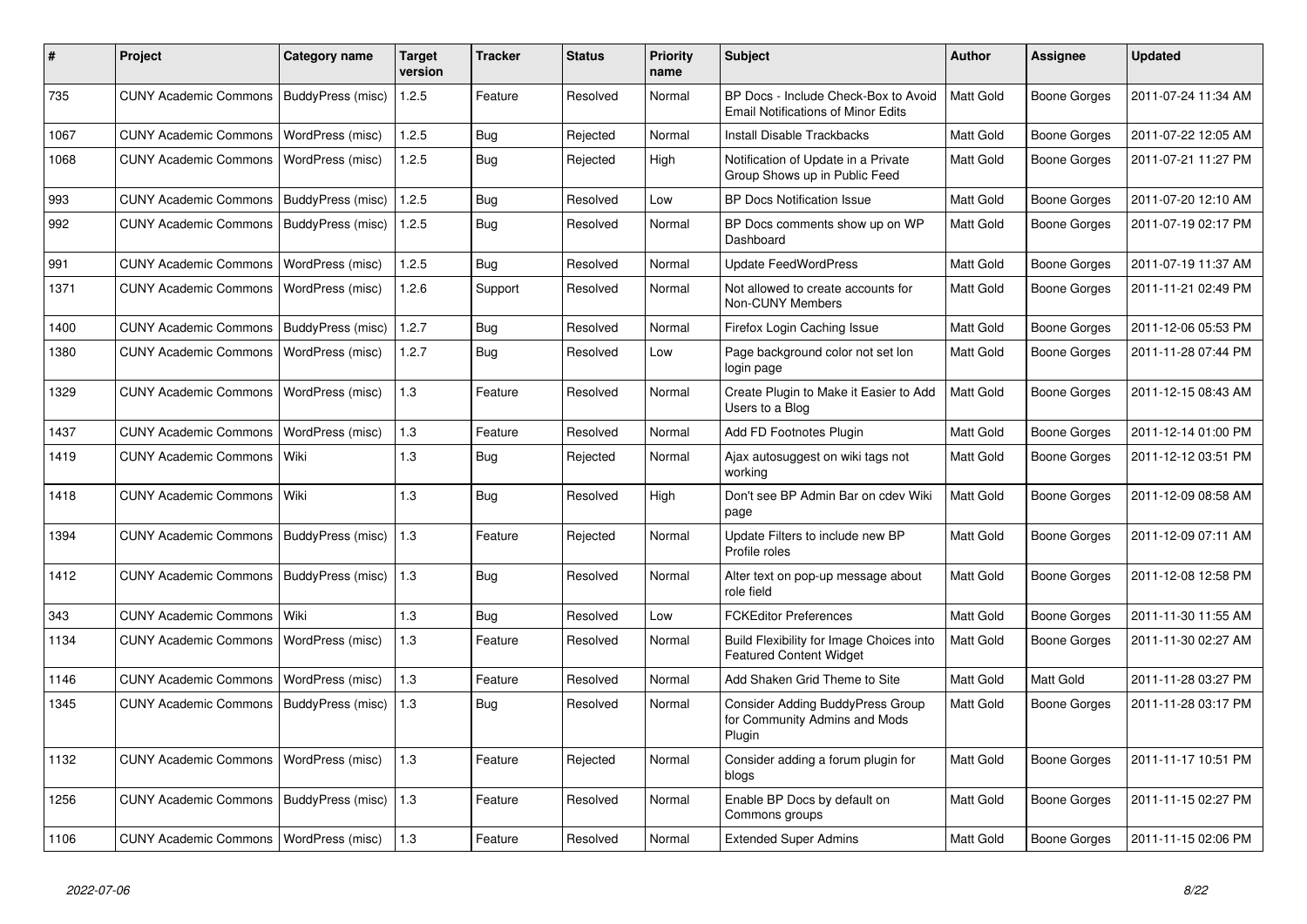| # | Project | Category name | Target version | Tracker | Status | Priority name | Subject | Author | Assignee | Updated |
|---|---|---|---|---|---|---|---|---|---|---|
| 735 | CUNY Academic Commons | BuddyPress (misc) | 1.2.5 | Feature | Resolved | Normal | BP Docs - Include Check-Box to Avoid Email Notifications of Minor Edits | Matt Gold | Boone Gorges | 2011-07-24 11:34 AM |
| 1067 | CUNY Academic Commons | WordPress (misc) | 1.2.5 | Bug | Rejected | Normal | Install Disable Trackbacks | Matt Gold | Boone Gorges | 2011-07-22 12:05 AM |
| 1068 | CUNY Academic Commons | WordPress (misc) | 1.2.5 | Bug | Rejected | High | Notification of Update in a Private Group Shows up in Public Feed | Matt Gold | Boone Gorges | 2011-07-21 11:27 PM |
| 993 | CUNY Academic Commons | BuddyPress (misc) | 1.2.5 | Bug | Resolved | Low | BP Docs Notification Issue | Matt Gold | Boone Gorges | 2011-07-20 12:10 AM |
| 992 | CUNY Academic Commons | BuddyPress (misc) | 1.2.5 | Bug | Resolved | Normal | BP Docs comments show up on WP Dashboard | Matt Gold | Boone Gorges | 2011-07-19 02:17 PM |
| 991 | CUNY Academic Commons | WordPress (misc) | 1.2.5 | Bug | Resolved | Normal | Update FeedWordPress | Matt Gold | Boone Gorges | 2011-07-19 11:37 AM |
| 1371 | CUNY Academic Commons | WordPress (misc) | 1.2.6 | Support | Resolved | Normal | Not allowed to create accounts for Non-CUNY Members | Matt Gold | Boone Gorges | 2011-11-21 02:49 PM |
| 1400 | CUNY Academic Commons | BuddyPress (misc) | 1.2.7 | Bug | Resolved | Normal | Firefox Login Caching Issue | Matt Gold | Boone Gorges | 2011-12-06 05:53 PM |
| 1380 | CUNY Academic Commons | WordPress (misc) | 1.2.7 | Bug | Resolved | Low | Page background color not set lon login page | Matt Gold | Boone Gorges | 2011-11-28 07:44 PM |
| 1329 | CUNY Academic Commons | WordPress (misc) | 1.3 | Feature | Resolved | Normal | Create Plugin to Make it Easier to Add Users to a Blog | Matt Gold | Boone Gorges | 2011-12-15 08:43 AM |
| 1437 | CUNY Academic Commons | WordPress (misc) | 1.3 | Feature | Resolved | Normal | Add FD Footnotes Plugin | Matt Gold | Boone Gorges | 2011-12-14 01:00 PM |
| 1419 | CUNY Academic Commons | Wiki | 1.3 | Bug | Rejected | Normal | Ajax autosuggest on wiki tags not working | Matt Gold | Boone Gorges | 2011-12-12 03:51 PM |
| 1418 | CUNY Academic Commons | Wiki | 1.3 | Bug | Resolved | High | Don't see BP Admin Bar on cdev Wiki page | Matt Gold | Boone Gorges | 2011-12-09 08:58 AM |
| 1394 | CUNY Academic Commons | BuddyPress (misc) | 1.3 | Feature | Rejected | Normal | Update Filters to include new BP Profile roles | Matt Gold | Boone Gorges | 2011-12-09 07:11 AM |
| 1412 | CUNY Academic Commons | BuddyPress (misc) | 1.3 | Bug | Resolved | Normal | Alter text on pop-up message about role field | Matt Gold | Boone Gorges | 2011-12-08 12:58 PM |
| 343 | CUNY Academic Commons | Wiki | 1.3 | Bug | Resolved | Low | FCKEditor Preferences | Matt Gold | Boone Gorges | 2011-11-30 11:55 AM |
| 1134 | CUNY Academic Commons | WordPress (misc) | 1.3 | Feature | Resolved | Normal | Build Flexibility for Image Choices into Featured Content Widget | Matt Gold | Boone Gorges | 2011-11-30 02:27 AM |
| 1146 | CUNY Academic Commons | WordPress (misc) | 1.3 | Feature | Resolved | Normal | Add Shaken Grid Theme to Site | Matt Gold | Matt Gold | 2011-11-28 03:27 PM |
| 1345 | CUNY Academic Commons | BuddyPress (misc) | 1.3 | Bug | Resolved | Normal | Consider Adding BuddyPress Group for Community Admins and Mods Plugin | Matt Gold | Boone Gorges | 2011-11-28 03:17 PM |
| 1132 | CUNY Academic Commons | WordPress (misc) | 1.3 | Feature | Rejected | Normal | Consider adding a forum plugin for blogs | Matt Gold | Boone Gorges | 2011-11-17 10:51 PM |
| 1256 | CUNY Academic Commons | BuddyPress (misc) | 1.3 | Feature | Resolved | Normal | Enable BP Docs by default on Commons groups | Matt Gold | Boone Gorges | 2011-11-15 02:27 PM |
| 1106 | CUNY Academic Commons | WordPress (misc) | 1.3 | Feature | Resolved | Normal | Extended Super Admins | Matt Gold | Boone Gorges | 2011-11-15 02:06 PM |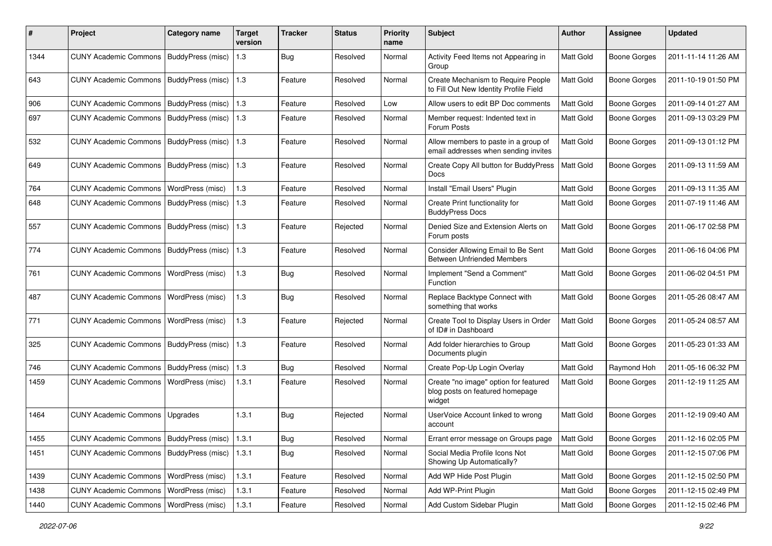| # | Project | Category name | Target version | Tracker | Status | Priority name | Subject | Author | Assignee | Updated |
|---|---|---|---|---|---|---|---|---|---|---|
| 1344 | CUNY Academic Commons | BuddyPress (misc) | 1.3 | Bug | Resolved | Normal | Activity Feed Items not Appearing in Group | Matt Gold | Boone Gorges | 2011-11-14 11:26 AM |
| 643 | CUNY Academic Commons | BuddyPress (misc) | 1.3 | Feature | Resolved | Normal | Create Mechanism to Require People to Fill Out New Identity Profile Field | Matt Gold | Boone Gorges | 2011-10-19 01:50 PM |
| 906 | CUNY Academic Commons | BuddyPress (misc) | 1.3 | Feature | Resolved | Low | Allow users to edit BP Doc comments | Matt Gold | Boone Gorges | 2011-09-14 01:27 AM |
| 697 | CUNY Academic Commons | BuddyPress (misc) | 1.3 | Feature | Resolved | Normal | Member request: Indented text in Forum Posts | Matt Gold | Boone Gorges | 2011-09-13 03:29 PM |
| 532 | CUNY Academic Commons | BuddyPress (misc) | 1.3 | Feature | Resolved | Normal | Allow members to paste in a group of email addresses when sending invites | Matt Gold | Boone Gorges | 2011-09-13 01:12 PM |
| 649 | CUNY Academic Commons | BuddyPress (misc) | 1.3 | Feature | Resolved | Normal | Create Copy All button for BuddyPress Docs | Matt Gold | Boone Gorges | 2011-09-13 11:59 AM |
| 764 | CUNY Academic Commons | WordPress (misc) | 1.3 | Feature | Resolved | Normal | Install "Email Users" Plugin | Matt Gold | Boone Gorges | 2011-09-13 11:35 AM |
| 648 | CUNY Academic Commons | BuddyPress (misc) | 1.3 | Feature | Resolved | Normal | Create Print functionality for BuddyPress Docs | Matt Gold | Boone Gorges | 2011-07-19 11:46 AM |
| 557 | CUNY Academic Commons | BuddyPress (misc) | 1.3 | Feature | Rejected | Normal | Denied Size and Extension Alerts on Forum posts | Matt Gold | Boone Gorges | 2011-06-17 02:58 PM |
| 774 | CUNY Academic Commons | BuddyPress (misc) | 1.3 | Feature | Resolved | Normal | Consider Allowing Email to Be Sent Between Unfriended Members | Matt Gold | Boone Gorges | 2011-06-16 04:06 PM |
| 761 | CUNY Academic Commons | WordPress (misc) | 1.3 | Bug | Resolved | Normal | Implement "Send a Comment" Function | Matt Gold | Boone Gorges | 2011-06-02 04:51 PM |
| 487 | CUNY Academic Commons | WordPress (misc) | 1.3 | Bug | Resolved | Normal | Replace Backtype Connect with something that works | Matt Gold | Boone Gorges | 2011-05-26 08:47 AM |
| 771 | CUNY Academic Commons | WordPress (misc) | 1.3 | Feature | Rejected | Normal | Create Tool to Display Users in Order of ID# in Dashboard | Matt Gold | Boone Gorges | 2011-05-24 08:57 AM |
| 325 | CUNY Academic Commons | BuddyPress (misc) | 1.3 | Feature | Resolved | Normal | Add folder hierarchies to Group Documents plugin | Matt Gold | Boone Gorges | 2011-05-23 01:33 AM |
| 746 | CUNY Academic Commons | BuddyPress (misc) | 1.3 | Bug | Resolved | Normal | Create Pop-Up Login Overlay | Matt Gold | Raymond Hoh | 2011-05-16 06:32 PM |
| 1459 | CUNY Academic Commons | WordPress (misc) | 1.3.1 | Feature | Resolved | Normal | Create "no image" option for featured blog posts on featured homepage widget | Matt Gold | Boone Gorges | 2011-12-19 11:25 AM |
| 1464 | CUNY Academic Commons | Upgrades | 1.3.1 | Bug | Rejected | Normal | UserVoice Account linked to wrong account | Matt Gold | Boone Gorges | 2011-12-19 09:40 AM |
| 1455 | CUNY Academic Commons | BuddyPress (misc) | 1.3.1 | Bug | Resolved | Normal | Errant error message on Groups page | Matt Gold | Boone Gorges | 2011-12-16 02:05 PM |
| 1451 | CUNY Academic Commons | BuddyPress (misc) | 1.3.1 | Bug | Resolved | Normal | Social Media Profile Icons Not Showing Up Automatically? | Matt Gold | Boone Gorges | 2011-12-15 07:06 PM |
| 1439 | CUNY Academic Commons | WordPress (misc) | 1.3.1 | Feature | Resolved | Normal | Add WP Hide Post Plugin | Matt Gold | Boone Gorges | 2011-12-15 02:50 PM |
| 1438 | CUNY Academic Commons | WordPress (misc) | 1.3.1 | Feature | Resolved | Normal | Add WP-Print Plugin | Matt Gold | Boone Gorges | 2011-12-15 02:49 PM |
| 1440 | CUNY Academic Commons | WordPress (misc) | 1.3.1 | Feature | Resolved | Normal | Add Custom Sidebar Plugin | Matt Gold | Boone Gorges | 2011-12-15 02:46 PM |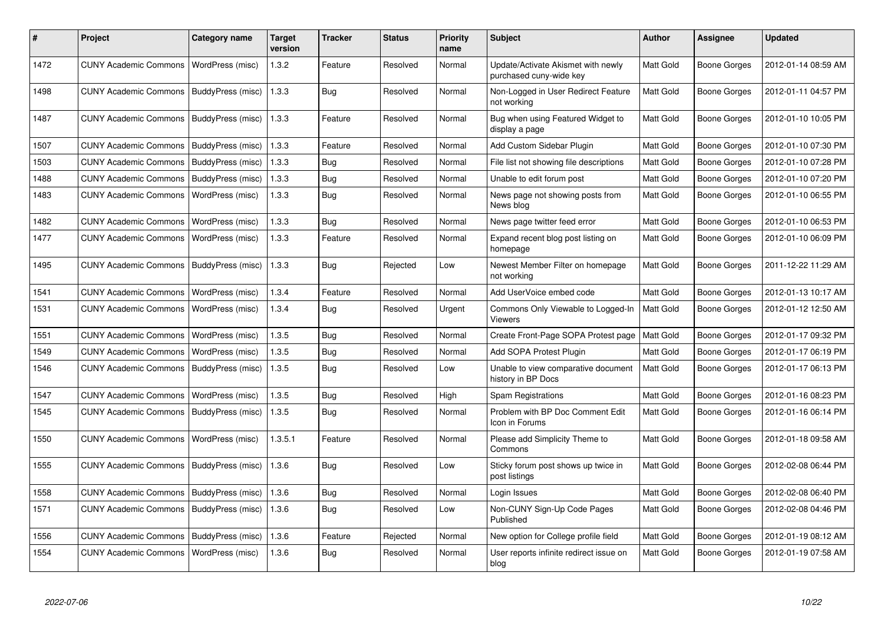| # | Project | Category name | Target version | Tracker | Status | Priority name | Subject | Author | Assignee | Updated |
|---|---|---|---|---|---|---|---|---|---|---|
| 1472 | CUNY Academic Commons | WordPress (misc) | 1.3.2 | Feature | Resolved | Normal | Update/Activate Akismet with newly purchased cuny-wide key | Matt Gold | Boone Gorges | 2012-01-14 08:59 AM |
| 1498 | CUNY Academic Commons | BuddyPress (misc) | 1.3.3 | Bug | Resolved | Normal | Non-Logged in User Redirect Feature not working | Matt Gold | Boone Gorges | 2012-01-11 04:57 PM |
| 1487 | CUNY Academic Commons | BuddyPress (misc) | 1.3.3 | Feature | Resolved | Normal | Bug when using Featured Widget to display a page | Matt Gold | Boone Gorges | 2012-01-10 10:05 PM |
| 1507 | CUNY Academic Commons | BuddyPress (misc) | 1.3.3 | Feature | Resolved | Normal | Add Custom Sidebar Plugin | Matt Gold | Boone Gorges | 2012-01-10 07:30 PM |
| 1503 | CUNY Academic Commons | BuddyPress (misc) | 1.3.3 | Bug | Resolved | Normal | File list not showing file descriptions | Matt Gold | Boone Gorges | 2012-01-10 07:28 PM |
| 1488 | CUNY Academic Commons | BuddyPress (misc) | 1.3.3 | Bug | Resolved | Normal | Unable to edit forum post | Matt Gold | Boone Gorges | 2012-01-10 07:20 PM |
| 1483 | CUNY Academic Commons | WordPress (misc) | 1.3.3 | Bug | Resolved | Normal | News page not showing posts from News blog | Matt Gold | Boone Gorges | 2012-01-10 06:55 PM |
| 1482 | CUNY Academic Commons | WordPress (misc) | 1.3.3 | Bug | Resolved | Normal | News page twitter feed error | Matt Gold | Boone Gorges | 2012-01-10 06:53 PM |
| 1477 | CUNY Academic Commons | WordPress (misc) | 1.3.3 | Feature | Resolved | Normal | Expand recent blog post listing on homepage | Matt Gold | Boone Gorges | 2012-01-10 06:09 PM |
| 1495 | CUNY Academic Commons | BuddyPress (misc) | 1.3.3 | Bug | Rejected | Low | Newest Member Filter on homepage not working | Matt Gold | Boone Gorges | 2011-12-22 11:29 AM |
| 1541 | CUNY Academic Commons | WordPress (misc) | 1.3.4 | Feature | Resolved | Normal | Add UserVoice embed code | Matt Gold | Boone Gorges | 2012-01-13 10:17 AM |
| 1531 | CUNY Academic Commons | WordPress (misc) | 1.3.4 | Bug | Resolved | Urgent | Commons Only Viewable to Logged-In Viewers | Matt Gold | Boone Gorges | 2012-01-12 12:50 AM |
| 1551 | CUNY Academic Commons | WordPress (misc) | 1.3.5 | Bug | Resolved | Normal | Create Front-Page SOPA Protest page | Matt Gold | Boone Gorges | 2012-01-17 09:32 PM |
| 1549 | CUNY Academic Commons | WordPress (misc) | 1.3.5 | Bug | Resolved | Normal | Add SOPA Protest Plugin | Matt Gold | Boone Gorges | 2012-01-17 06:19 PM |
| 1546 | CUNY Academic Commons | BuddyPress (misc) | 1.3.5 | Bug | Resolved | Low | Unable to view comparative document history in BP Docs | Matt Gold | Boone Gorges | 2012-01-17 06:13 PM |
| 1547 | CUNY Academic Commons | WordPress (misc) | 1.3.5 | Bug | Resolved | High | Spam Registrations | Matt Gold | Boone Gorges | 2012-01-16 08:23 PM |
| 1545 | CUNY Academic Commons | BuddyPress (misc) | 1.3.5 | Bug | Resolved | Normal | Problem with BP Doc Comment Edit Icon in Forums | Matt Gold | Boone Gorges | 2012-01-16 06:14 PM |
| 1550 | CUNY Academic Commons | WordPress (misc) | 1.3.5.1 | Feature | Resolved | Normal | Please add Simplicity Theme to Commons | Matt Gold | Boone Gorges | 2012-01-18 09:58 AM |
| 1555 | CUNY Academic Commons | BuddyPress (misc) | 1.3.6 | Bug | Resolved | Low | Sticky forum post shows up twice in post listings | Matt Gold | Boone Gorges | 2012-02-08 06:44 PM |
| 1558 | CUNY Academic Commons | BuddyPress (misc) | 1.3.6 | Bug | Resolved | Normal | Login Issues | Matt Gold | Boone Gorges | 2012-02-08 06:40 PM |
| 1571 | CUNY Academic Commons | BuddyPress (misc) | 1.3.6 | Bug | Resolved | Low | Non-CUNY Sign-Up Code Pages Published | Matt Gold | Boone Gorges | 2012-02-08 04:46 PM |
| 1556 | CUNY Academic Commons | BuddyPress (misc) | 1.3.6 | Feature | Rejected | Normal | New option for College profile field | Matt Gold | Boone Gorges | 2012-01-19 08:12 AM |
| 1554 | CUNY Academic Commons | WordPress (misc) | 1.3.6 | Bug | Resolved | Normal | User reports infinite redirect issue on blog | Matt Gold | Boone Gorges | 2012-01-19 07:58 AM |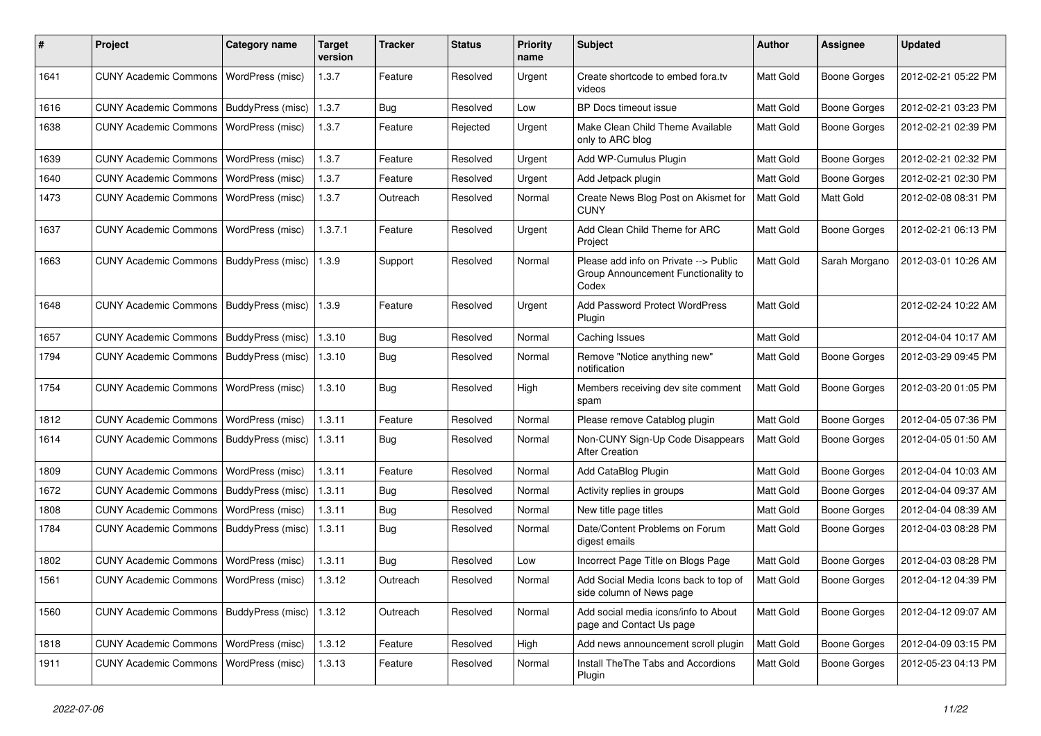| # | Project | Category name | Target version | Tracker | Status | Priority name | Subject | Author | Assignee | Updated |
|---|---|---|---|---|---|---|---|---|---|---|
| 1641 | CUNY Academic Commons | WordPress (misc) | 1.3.7 | Feature | Resolved | Urgent | Create shortcode to embed fora.tv videos | Matt Gold | Boone Gorges | 2012-02-21 05:22 PM |
| 1616 | CUNY Academic Commons | BuddyPress (misc) | 1.3.7 | Bug | Resolved | Low | BP Docs timeout issue | Matt Gold | Boone Gorges | 2012-02-21 03:23 PM |
| 1638 | CUNY Academic Commons | WordPress (misc) | 1.3.7 | Feature | Rejected | Urgent | Make Clean Child Theme Available only to ARC blog | Matt Gold | Boone Gorges | 2012-02-21 02:39 PM |
| 1639 | CUNY Academic Commons | WordPress (misc) | 1.3.7 | Feature | Resolved | Urgent | Add WP-Cumulus Plugin | Matt Gold | Boone Gorges | 2012-02-21 02:32 PM |
| 1640 | CUNY Academic Commons | WordPress (misc) | 1.3.7 | Feature | Resolved | Urgent | Add Jetpack plugin | Matt Gold | Boone Gorges | 2012-02-21 02:30 PM |
| 1473 | CUNY Academic Commons | WordPress (misc) | 1.3.7 | Outreach | Resolved | Normal | Create News Blog Post on Akismet for CUNY | Matt Gold | Matt Gold | 2012-02-08 08:31 PM |
| 1637 | CUNY Academic Commons | WordPress (misc) | 1.3.7.1 | Feature | Resolved | Urgent | Add Clean Child Theme for ARC Project | Matt Gold | Boone Gorges | 2012-02-21 06:13 PM |
| 1663 | CUNY Academic Commons | BuddyPress (misc) | 1.3.9 | Support | Resolved | Normal | Please add info on Private --> Public Group Announcement Functionality to Codex | Matt Gold | Sarah Morgano | 2012-03-01 10:26 AM |
| 1648 | CUNY Academic Commons | BuddyPress (misc) | 1.3.9 | Feature | Resolved | Urgent | Add Password Protect WordPress Plugin | Matt Gold | | 2012-02-24 10:22 AM |
| 1657 | CUNY Academic Commons | BuddyPress (misc) | 1.3.10 | Bug | Resolved | Normal | Caching Issues | Matt Gold | | 2012-04-04 10:17 AM |
| 1794 | CUNY Academic Commons | BuddyPress (misc) | 1.3.10 | Bug | Resolved | Normal | Remove "Notice anything new" notification | Matt Gold | Boone Gorges | 2012-03-29 09:45 PM |
| 1754 | CUNY Academic Commons | WordPress (misc) | 1.3.10 | Bug | Resolved | High | Members receiving dev site comment spam | Matt Gold | Boone Gorges | 2012-03-20 01:05 PM |
| 1812 | CUNY Academic Commons | WordPress (misc) | 1.3.11 | Feature | Resolved | Normal | Please remove Catablog plugin | Matt Gold | Boone Gorges | 2012-04-05 07:36 PM |
| 1614 | CUNY Academic Commons | BuddyPress (misc) | 1.3.11 | Bug | Resolved | Normal | Non-CUNY Sign-Up Code Disappears After Creation | Matt Gold | Boone Gorges | 2012-04-05 01:50 AM |
| 1809 | CUNY Academic Commons | WordPress (misc) | 1.3.11 | Feature | Resolved | Normal | Add CataBlog Plugin | Matt Gold | Boone Gorges | 2012-04-04 10:03 AM |
| 1672 | CUNY Academic Commons | BuddyPress (misc) | 1.3.11 | Bug | Resolved | Normal | Activity replies in groups | Matt Gold | Boone Gorges | 2012-04-04 09:37 AM |
| 1808 | CUNY Academic Commons | WordPress (misc) | 1.3.11 | Bug | Resolved | Normal | New title page titles | Matt Gold | Boone Gorges | 2012-04-04 08:39 AM |
| 1784 | CUNY Academic Commons | BuddyPress (misc) | 1.3.11 | Bug | Resolved | Normal | Date/Content Problems on Forum digest emails | Matt Gold | Boone Gorges | 2012-04-03 08:28 PM |
| 1802 | CUNY Academic Commons | WordPress (misc) | 1.3.11 | Bug | Resolved | Low | Incorrect Page Title on Blogs Page | Matt Gold | Boone Gorges | 2012-04-03 08:28 PM |
| 1561 | CUNY Academic Commons | WordPress (misc) | 1.3.12 | Outreach | Resolved | Normal | Add Social Media Icons back to top of side column of News page | Matt Gold | Boone Gorges | 2012-04-12 04:39 PM |
| 1560 | CUNY Academic Commons | BuddyPress (misc) | 1.3.12 | Outreach | Resolved | Normal | Add social media icons/info to About page and Contact Us page | Matt Gold | Boone Gorges | 2012-04-12 09:07 AM |
| 1818 | CUNY Academic Commons | WordPress (misc) | 1.3.12 | Feature | Resolved | High | Add news announcement scroll plugin | Matt Gold | Boone Gorges | 2012-04-09 03:15 PM |
| 1911 | CUNY Academic Commons | WordPress (misc) | 1.3.13 | Feature | Resolved | Normal | Install TheThe Tabs and Accordions Plugin | Matt Gold | Boone Gorges | 2012-05-23 04:13 PM |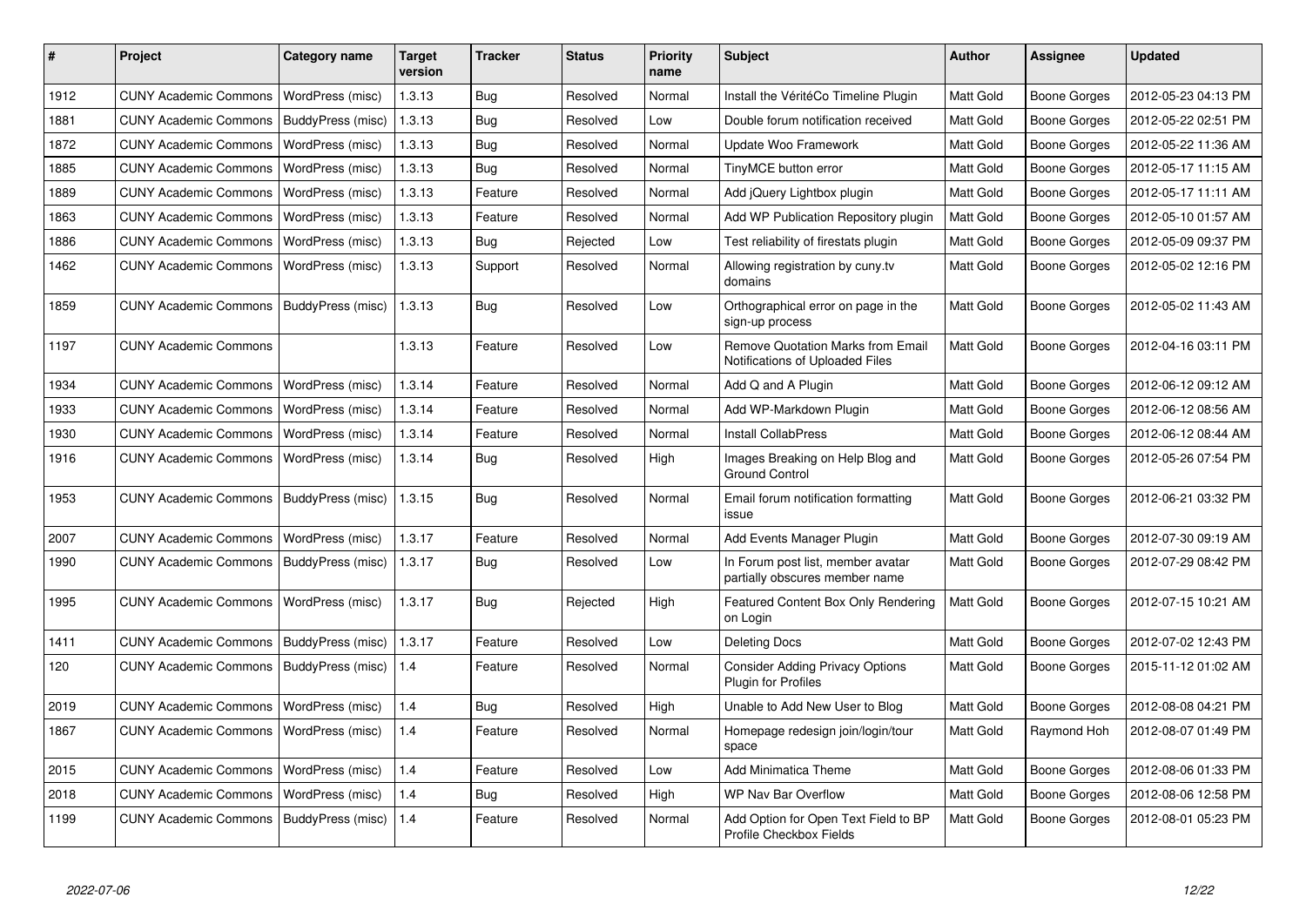| # | Project | Category name | Target version | Tracker | Status | Priority name | Subject | Author | Assignee | Updated |
|---|---|---|---|---|---|---|---|---|---|---|
| 1912 | CUNY Academic Commons | WordPress (misc) | 1.3.13 | Bug | Resolved | Normal | Install the VéritéCo Timeline Plugin | Matt Gold | Boone Gorges | 2012-05-23 04:13 PM |
| 1881 | CUNY Academic Commons | BuddyPress (misc) | 1.3.13 | Bug | Resolved | Low | Double forum notification received | Matt Gold | Boone Gorges | 2012-05-22 02:51 PM |
| 1872 | CUNY Academic Commons | WordPress (misc) | 1.3.13 | Bug | Resolved | Normal | Update Woo Framework | Matt Gold | Boone Gorges | 2012-05-22 11:36 AM |
| 1885 | CUNY Academic Commons | WordPress (misc) | 1.3.13 | Bug | Resolved | Normal | TinyMCE button error | Matt Gold | Boone Gorges | 2012-05-17 11:15 AM |
| 1889 | CUNY Academic Commons | WordPress (misc) | 1.3.13 | Feature | Resolved | Normal | Add jQuery Lightbox plugin | Matt Gold | Boone Gorges | 2012-05-17 11:11 AM |
| 1863 | CUNY Academic Commons | WordPress (misc) | 1.3.13 | Feature | Resolved | Normal | Add WP Publication Repository plugin | Matt Gold | Boone Gorges | 2012-05-10 01:57 AM |
| 1886 | CUNY Academic Commons | WordPress (misc) | 1.3.13 | Bug | Rejected | Low | Test reliability of firestats plugin | Matt Gold | Boone Gorges | 2012-05-09 09:37 PM |
| 1462 | CUNY Academic Commons | WordPress (misc) | 1.3.13 | Support | Resolved | Normal | Allowing registration by cuny.tv domains | Matt Gold | Boone Gorges | 2012-05-02 12:16 PM |
| 1859 | CUNY Academic Commons | BuddyPress (misc) | 1.3.13 | Bug | Resolved | Low | Orthographical error on page in the sign-up process | Matt Gold | Boone Gorges | 2012-05-02 11:43 AM |
| 1197 | CUNY Academic Commons | | 1.3.13 | Feature | Resolved | Low | Remove Quotation Marks from Email Notifications of Uploaded Files | Matt Gold | Boone Gorges | 2012-04-16 03:11 PM |
| 1934 | CUNY Academic Commons | WordPress (misc) | 1.3.14 | Feature | Resolved | Normal | Add Q and A Plugin | Matt Gold | Boone Gorges | 2012-06-12 09:12 AM |
| 1933 | CUNY Academic Commons | WordPress (misc) | 1.3.14 | Feature | Resolved | Normal | Add WP-Markdown Plugin | Matt Gold | Boone Gorges | 2012-06-12 08:56 AM |
| 1930 | CUNY Academic Commons | WordPress (misc) | 1.3.14 | Feature | Resolved | Normal | Install CollabPress | Matt Gold | Boone Gorges | 2012-06-12 08:44 AM |
| 1916 | CUNY Academic Commons | WordPress (misc) | 1.3.14 | Bug | Resolved | High | Images Breaking on Help Blog and Ground Control | Matt Gold | Boone Gorges | 2012-05-26 07:54 PM |
| 1953 | CUNY Academic Commons | BuddyPress (misc) | 1.3.15 | Bug | Resolved | Normal | Email forum notification formatting issue | Matt Gold | Boone Gorges | 2012-06-21 03:32 PM |
| 2007 | CUNY Academic Commons | WordPress (misc) | 1.3.17 | Feature | Resolved | Normal | Add Events Manager Plugin | Matt Gold | Boone Gorges | 2012-07-30 09:19 AM |
| 1990 | CUNY Academic Commons | BuddyPress (misc) | 1.3.17 | Bug | Resolved | Low | In Forum post list, member avatar partially obscures member name | Matt Gold | Boone Gorges | 2012-07-29 08:42 PM |
| 1995 | CUNY Academic Commons | WordPress (misc) | 1.3.17 | Bug | Rejected | High | Featured Content Box Only Rendering on Login | Matt Gold | Boone Gorges | 2012-07-15 10:21 AM |
| 1411 | CUNY Academic Commons | BuddyPress (misc) | 1.3.17 | Feature | Resolved | Low | Deleting Docs | Matt Gold | Boone Gorges | 2012-07-02 12:43 PM |
| 120 | CUNY Academic Commons | BuddyPress (misc) | 1.4 | Feature | Resolved | Normal | Consider Adding Privacy Options Plugin for Profiles | Matt Gold | Boone Gorges | 2015-11-12 01:02 AM |
| 2019 | CUNY Academic Commons | WordPress (misc) | 1.4 | Bug | Resolved | High | Unable to Add New User to Blog | Matt Gold | Boone Gorges | 2012-08-08 04:21 PM |
| 1867 | CUNY Academic Commons | WordPress (misc) | 1.4 | Feature | Resolved | Normal | Homepage redesign join/login/tour space | Matt Gold | Raymond Hoh | 2012-08-07 01:49 PM |
| 2015 | CUNY Academic Commons | WordPress (misc) | 1.4 | Feature | Resolved | Low | Add Minimatica Theme | Matt Gold | Boone Gorges | 2012-08-06 01:33 PM |
| 2018 | CUNY Academic Commons | WordPress (misc) | 1.4 | Bug | Resolved | High | WP Nav Bar Overflow | Matt Gold | Boone Gorges | 2012-08-06 12:58 PM |
| 1199 | CUNY Academic Commons | BuddyPress (misc) | 1.4 | Feature | Resolved | Normal | Add Option for Open Text Field to BP Profile Checkbox Fields | Matt Gold | Boone Gorges | 2012-08-01 05:23 PM |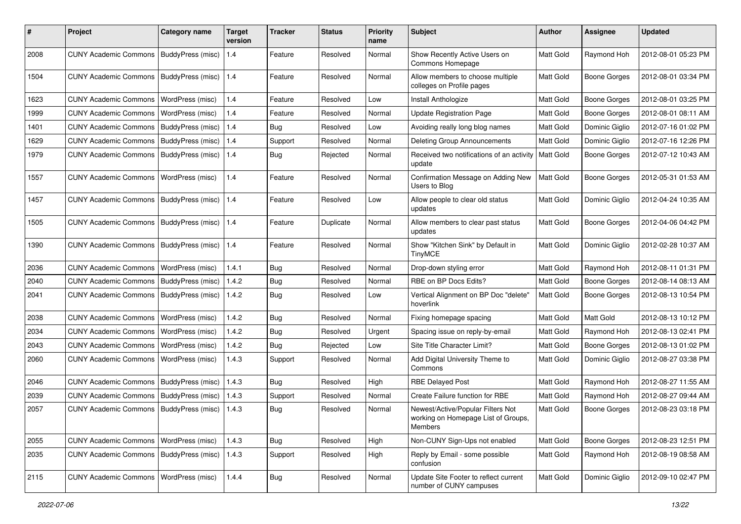| # | Project | Category name | Target version | Tracker | Status | Priority name | Subject | Author | Assignee | Updated |
|---|---|---|---|---|---|---|---|---|---|---|
| 2008 | CUNY Academic Commons | BuddyPress (misc) | 1.4 | Feature | Resolved | Normal | Show Recently Active Users on Commons Homepage | Matt Gold | Raymond Hoh | 2012-08-01 05:23 PM |
| 1504 | CUNY Academic Commons | BuddyPress (misc) | 1.4 | Feature | Resolved | Normal | Allow members to choose multiple colleges on Profile pages | Matt Gold | Boone Gorges | 2012-08-01 03:34 PM |
| 1623 | CUNY Academic Commons | WordPress (misc) | 1.4 | Feature | Resolved | Low | Install Anthologize | Matt Gold | Boone Gorges | 2012-08-01 03:25 PM |
| 1999 | CUNY Academic Commons | WordPress (misc) | 1.4 | Feature | Resolved | Normal | Update Registration Page | Matt Gold | Boone Gorges | 2012-08-01 08:11 AM |
| 1401 | CUNY Academic Commons | BuddyPress (misc) | 1.4 | Bug | Resolved | Low | Avoiding really long blog names | Matt Gold | Dominic Giglio | 2012-07-16 01:02 PM |
| 1629 | CUNY Academic Commons | BuddyPress (misc) | 1.4 | Support | Resolved | Normal | Deleting Group Announcements | Matt Gold | Dominic Giglio | 2012-07-16 12:26 PM |
| 1979 | CUNY Academic Commons | BuddyPress (misc) | 1.4 | Bug | Rejected | Normal | Received two notifications of an activity update | Matt Gold | Boone Gorges | 2012-07-12 10:43 AM |
| 1557 | CUNY Academic Commons | WordPress (misc) | 1.4 | Feature | Resolved | Normal | Confirmation Message on Adding New Users to Blog | Matt Gold | Boone Gorges | 2012-05-31 01:53 AM |
| 1457 | CUNY Academic Commons | BuddyPress (misc) | 1.4 | Feature | Resolved | Low | Allow people to clear old status updates | Matt Gold | Dominic Giglio | 2012-04-24 10:35 AM |
| 1505 | CUNY Academic Commons | BuddyPress (misc) | 1.4 | Feature | Duplicate | Normal | Allow members to clear past status updates | Matt Gold | Boone Gorges | 2012-04-06 04:42 PM |
| 1390 | CUNY Academic Commons | BuddyPress (misc) | 1.4 | Feature | Resolved | Normal | Show "Kitchen Sink" by Default in TinyMCE | Matt Gold | Dominic Giglio | 2012-02-28 10:37 AM |
| 2036 | CUNY Academic Commons | WordPress (misc) | 1.4.1 | Bug | Resolved | Normal | Drop-down styling error | Matt Gold | Raymond Hoh | 2012-08-11 01:31 PM |
| 2040 | CUNY Academic Commons | BuddyPress (misc) | 1.4.2 | Bug | Resolved | Normal | RBE on BP Docs Edits? | Matt Gold | Boone Gorges | 2012-08-14 08:13 AM |
| 2041 | CUNY Academic Commons | BuddyPress (misc) | 1.4.2 | Bug | Resolved | Low | Vertical Alignment on BP Doc "delete" hoverlink | Matt Gold | Boone Gorges | 2012-08-13 10:54 PM |
| 2038 | CUNY Academic Commons | WordPress (misc) | 1.4.2 | Bug | Resolved | Normal | Fixing homepage spacing | Matt Gold | Matt Gold | 2012-08-13 10:12 PM |
| 2034 | CUNY Academic Commons | WordPress (misc) | 1.4.2 | Bug | Resolved | Urgent | Spacing issue on reply-by-email | Matt Gold | Raymond Hoh | 2012-08-13 02:41 PM |
| 2043 | CUNY Academic Commons | WordPress (misc) | 1.4.2 | Bug | Rejected | Low | Site Title Character Limit? | Matt Gold | Boone Gorges | 2012-08-13 01:02 PM |
| 2060 | CUNY Academic Commons | WordPress (misc) | 1.4.3 | Support | Resolved | Normal | Add Digital University Theme to Commons | Matt Gold | Dominic Giglio | 2012-08-27 03:38 PM |
| 2046 | CUNY Academic Commons | BuddyPress (misc) | 1.4.3 | Bug | Resolved | High | RBE Delayed Post | Matt Gold | Raymond Hoh | 2012-08-27 11:55 AM |
| 2039 | CUNY Academic Commons | BuddyPress (misc) | 1.4.3 | Support | Resolved | Normal | Create Failure function for RBE | Matt Gold | Raymond Hoh | 2012-08-27 09:44 AM |
| 2057 | CUNY Academic Commons | BuddyPress (misc) | 1.4.3 | Bug | Resolved | Normal | Newest/Active/Popular Filters Not working on Homepage List of Groups, Members | Matt Gold | Boone Gorges | 2012-08-23 03:18 PM |
| 2055 | CUNY Academic Commons | WordPress (misc) | 1.4.3 | Bug | Resolved | High | Non-CUNY Sign-Ups not enabled | Matt Gold | Boone Gorges | 2012-08-23 12:51 PM |
| 2035 | CUNY Academic Commons | BuddyPress (misc) | 1.4.3 | Support | Resolved | High | Reply by Email - some possible confusion | Matt Gold | Raymond Hoh | 2012-08-19 08:58 AM |
| 2115 | CUNY Academic Commons | WordPress (misc) | 1.4.4 | Bug | Resolved | Normal | Update Site Footer to reflect current number of CUNY campuses | Matt Gold | Dominic Giglio | 2012-09-10 02:47 PM |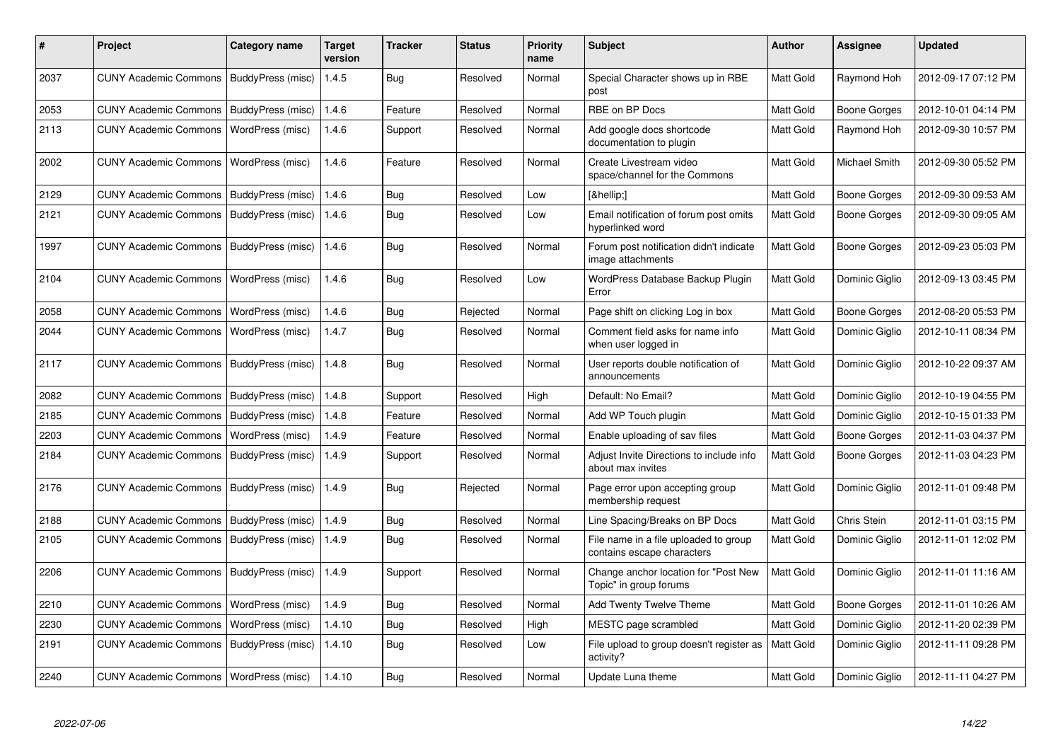| # | Project | Category name | Target version | Tracker | Status | Priority name | Subject | Author | Assignee | Updated |
|---|---|---|---|---|---|---|---|---|---|---|
| 2037 | CUNY Academic Commons | BuddyPress (misc) | 1.4.5 | Bug | Resolved | Normal | Special Character shows up in RBE post | Matt Gold | Raymond Hoh | 2012-09-17 07:12 PM |
| 2053 | CUNY Academic Commons | BuddyPress (misc) | 1.4.6 | Feature | Resolved | Normal | RBE on BP Docs | Matt Gold | Boone Gorges | 2012-10-01 04:14 PM |
| 2113 | CUNY Academic Commons | WordPress (misc) | 1.4.6 | Support | Resolved | Normal | Add google docs shortcode documentation to plugin | Matt Gold | Raymond Hoh | 2012-09-30 10:57 PM |
| 2002 | CUNY Academic Commons | WordPress (misc) | 1.4.6 | Feature | Resolved | Normal | Create Livestream video space/channel for the Commons | Matt Gold | Michael Smith | 2012-09-30 05:52 PM |
| 2129 | CUNY Academic Commons | BuddyPress (misc) | 1.4.6 | Bug | Resolved | Low | [&hellip;] | Matt Gold | Boone Gorges | 2012-09-30 09:53 AM |
| 2121 | CUNY Academic Commons | BuddyPress (misc) | 1.4.6 | Bug | Resolved | Low | Email notification of forum post omits hyperlinked word | Matt Gold | Boone Gorges | 2012-09-30 09:05 AM |
| 1997 | CUNY Academic Commons | BuddyPress (misc) | 1.4.6 | Bug | Resolved | Normal | Forum post notification didn't indicate image attachments | Matt Gold | Boone Gorges | 2012-09-23 05:03 PM |
| 2104 | CUNY Academic Commons | WordPress (misc) | 1.4.6 | Bug | Resolved | Low | WordPress Database Backup Plugin Error | Matt Gold | Dominic Giglio | 2012-09-13 03:45 PM |
| 2058 | CUNY Academic Commons | WordPress (misc) | 1.4.6 | Bug | Rejected | Normal | Page shift on clicking Log in box | Matt Gold | Boone Gorges | 2012-08-20 05:53 PM |
| 2044 | CUNY Academic Commons | WordPress (misc) | 1.4.7 | Bug | Resolved | Normal | Comment field asks for name info when user logged in | Matt Gold | Dominic Giglio | 2012-10-11 08:34 PM |
| 2117 | CUNY Academic Commons | BuddyPress (misc) | 1.4.8 | Bug | Resolved | Normal | User reports double notification of announcements | Matt Gold | Dominic Giglio | 2012-10-22 09:37 AM |
| 2082 | CUNY Academic Commons | BuddyPress (misc) | 1.4.8 | Support | Resolved | High | Default: No Email? | Matt Gold | Dominic Giglio | 2012-10-19 04:55 PM |
| 2185 | CUNY Academic Commons | BuddyPress (misc) | 1.4.8 | Feature | Resolved | Normal | Add WP Touch plugin | Matt Gold | Dominic Giglio | 2012-10-15 01:33 PM |
| 2203 | CUNY Academic Commons | WordPress (misc) | 1.4.9 | Feature | Resolved | Normal | Enable uploading of sav files | Matt Gold | Boone Gorges | 2012-11-03 04:37 PM |
| 2184 | CUNY Academic Commons | BuddyPress (misc) | 1.4.9 | Support | Resolved | Normal | Adjust Invite Directions to include info about max invites | Matt Gold | Boone Gorges | 2012-11-03 04:23 PM |
| 2176 | CUNY Academic Commons | BuddyPress (misc) | 1.4.9 | Bug | Rejected | Normal | Page error upon accepting group membership request | Matt Gold | Dominic Giglio | 2012-11-01 09:48 PM |
| 2188 | CUNY Academic Commons | BuddyPress (misc) | 1.4.9 | Bug | Resolved | Normal | Line Spacing/Breaks on BP Docs | Matt Gold | Chris Stein | 2012-11-01 03:15 PM |
| 2105 | CUNY Academic Commons | BuddyPress (misc) | 1.4.9 | Bug | Resolved | Normal | File name in a file uploaded to group contains escape characters | Matt Gold | Dominic Giglio | 2012-11-01 12:02 PM |
| 2206 | CUNY Academic Commons | BuddyPress (misc) | 1.4.9 | Support | Resolved | Normal | Change anchor location for "Post New Topic" in group forums | Matt Gold | Dominic Giglio | 2012-11-01 11:16 AM |
| 2210 | CUNY Academic Commons | WordPress (misc) | 1.4.9 | Bug | Resolved | Normal | Add Twenty Twelve Theme | Matt Gold | Boone Gorges | 2012-11-01 10:26 AM |
| 2230 | CUNY Academic Commons | WordPress (misc) | 1.4.10 | Bug | Resolved | High | MESTC page scrambled | Matt Gold | Dominic Giglio | 2012-11-20 02:39 PM |
| 2191 | CUNY Academic Commons | BuddyPress (misc) | 1.4.10 | Bug | Resolved | Low | File upload to group doesn't register as activity? | Matt Gold | Dominic Giglio | 2012-11-11 09:28 PM |
| 2240 | CUNY Academic Commons | WordPress (misc) | 1.4.10 | Bug | Resolved | Normal | Update Luna theme | Matt Gold | Dominic Giglio | 2012-11-11 04:27 PM |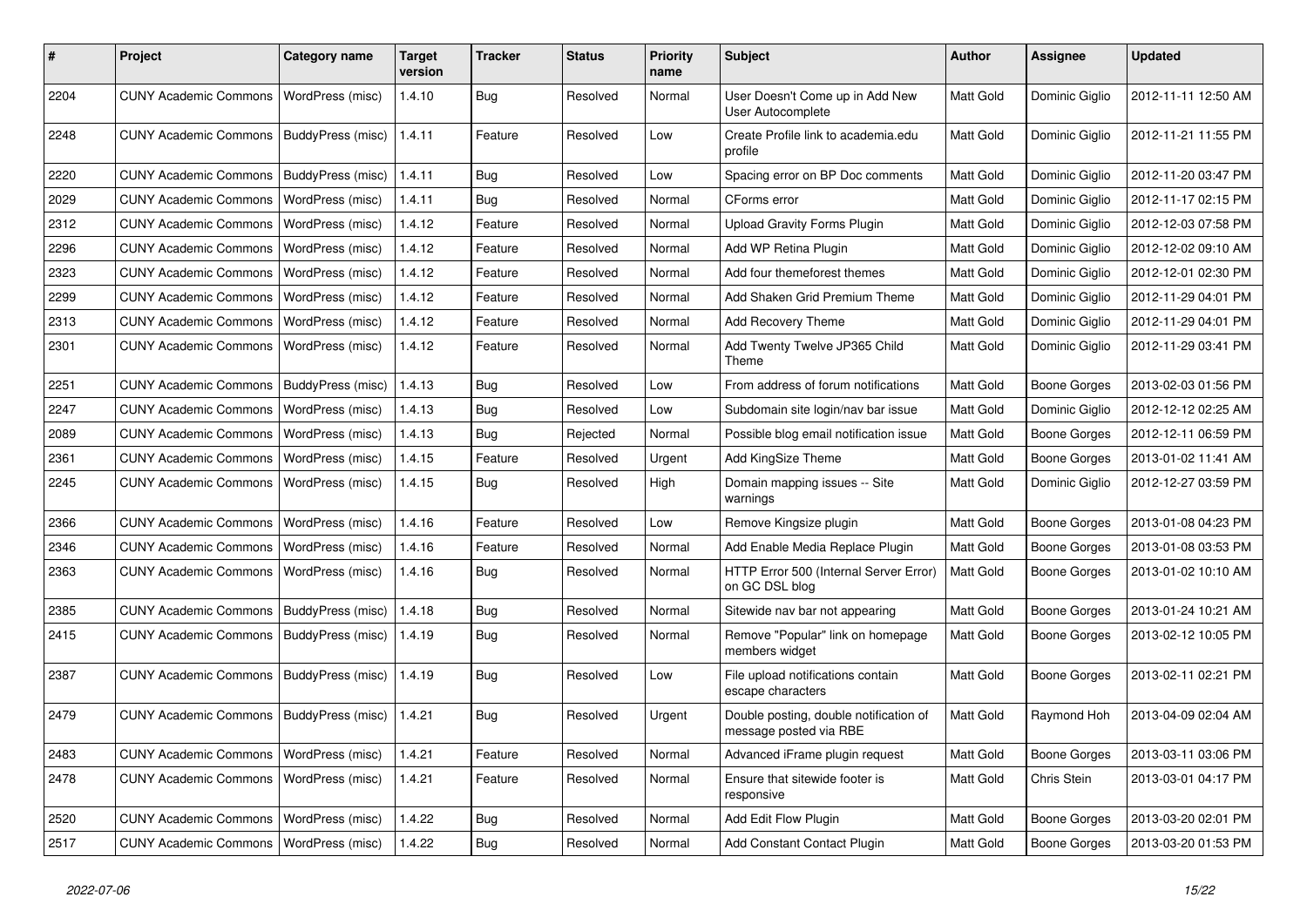| # | Project | Category name | Target version | Tracker | Status | Priority name | Subject | Author | Assignee | Updated |
|---|---|---|---|---|---|---|---|---|---|---|
| 2204 | CUNY Academic Commons | WordPress (misc) | 1.4.10 | Bug | Resolved | Normal | User Doesn't Come up in Add New User Autocomplete | Matt Gold | Dominic Giglio | 2012-11-11 12:50 AM |
| 2248 | CUNY Academic Commons | BuddyPress (misc) | 1.4.11 | Feature | Resolved | Low | Create Profile link to academia.edu profile | Matt Gold | Dominic Giglio | 2012-11-21 11:55 PM |
| 2220 | CUNY Academic Commons | BuddyPress (misc) | 1.4.11 | Bug | Resolved | Low | Spacing error on BP Doc comments | Matt Gold | Dominic Giglio | 2012-11-20 03:47 PM |
| 2029 | CUNY Academic Commons | WordPress (misc) | 1.4.11 | Bug | Resolved | Normal | CForms error | Matt Gold | Dominic Giglio | 2012-11-17 02:15 PM |
| 2312 | CUNY Academic Commons | WordPress (misc) | 1.4.12 | Feature | Resolved | Normal | Upload Gravity Forms Plugin | Matt Gold | Dominic Giglio | 2012-12-03 07:58 PM |
| 2296 | CUNY Academic Commons | WordPress (misc) | 1.4.12 | Feature | Resolved | Normal | Add WP Retina Plugin | Matt Gold | Dominic Giglio | 2012-12-02 09:10 AM |
| 2323 | CUNY Academic Commons | WordPress (misc) | 1.4.12 | Feature | Resolved | Normal | Add four themeforest themes | Matt Gold | Dominic Giglio | 2012-12-01 02:30 PM |
| 2299 | CUNY Academic Commons | WordPress (misc) | 1.4.12 | Feature | Resolved | Normal | Add Shaken Grid Premium Theme | Matt Gold | Dominic Giglio | 2012-11-29 04:01 PM |
| 2313 | CUNY Academic Commons | WordPress (misc) | 1.4.12 | Feature | Resolved | Normal | Add Recovery Theme | Matt Gold | Dominic Giglio | 2012-11-29 04:01 PM |
| 2301 | CUNY Academic Commons | WordPress (misc) | 1.4.12 | Feature | Resolved | Normal | Add Twenty Twelve JP365 Child Theme | Matt Gold | Dominic Giglio | 2012-11-29 03:41 PM |
| 2251 | CUNY Academic Commons | BuddyPress (misc) | 1.4.13 | Bug | Resolved | Low | From address of forum notifications | Matt Gold | Boone Gorges | 2013-02-03 01:56 PM |
| 2247 | CUNY Academic Commons | WordPress (misc) | 1.4.13 | Bug | Resolved | Low | Subdomain site login/nav bar issue | Matt Gold | Dominic Giglio | 2012-12-12 02:25 AM |
| 2089 | CUNY Academic Commons | WordPress (misc) | 1.4.13 | Bug | Rejected | Normal | Possible blog email notification issue | Matt Gold | Boone Gorges | 2012-12-11 06:59 PM |
| 2361 | CUNY Academic Commons | WordPress (misc) | 1.4.15 | Feature | Resolved | Urgent | Add KingSize Theme | Matt Gold | Boone Gorges | 2013-01-02 11:41 AM |
| 2245 | CUNY Academic Commons | WordPress (misc) | 1.4.15 | Bug | Resolved | High | Domain mapping issues -- Site warnings | Matt Gold | Dominic Giglio | 2012-12-27 03:59 PM |
| 2366 | CUNY Academic Commons | WordPress (misc) | 1.4.16 | Feature | Resolved | Low | Remove Kingsize plugin | Matt Gold | Boone Gorges | 2013-01-08 04:23 PM |
| 2346 | CUNY Academic Commons | WordPress (misc) | 1.4.16 | Feature | Resolved | Normal | Add Enable Media Replace Plugin | Matt Gold | Boone Gorges | 2013-01-08 03:53 PM |
| 2363 | CUNY Academic Commons | WordPress (misc) | 1.4.16 | Bug | Resolved | Normal | HTTP Error 500 (Internal Server Error) on GC DSL blog | Matt Gold | Boone Gorges | 2013-01-02 10:10 AM |
| 2385 | CUNY Academic Commons | BuddyPress (misc) | 1.4.18 | Bug | Resolved | Normal | Sitewide nav bar not appearing | Matt Gold | Boone Gorges | 2013-01-24 10:21 AM |
| 2415 | CUNY Academic Commons | BuddyPress (misc) | 1.4.19 | Bug | Resolved | Normal | Remove "Popular" link on homepage members widget | Matt Gold | Boone Gorges | 2013-02-12 10:05 PM |
| 2387 | CUNY Academic Commons | BuddyPress (misc) | 1.4.19 | Bug | Resolved | Low | File upload notifications contain escape characters | Matt Gold | Boone Gorges | 2013-02-11 02:21 PM |
| 2479 | CUNY Academic Commons | BuddyPress (misc) | 1.4.21 | Bug | Resolved | Urgent | Double posting, double notification of message posted via RBE | Matt Gold | Raymond Hoh | 2013-04-09 02:04 AM |
| 2483 | CUNY Academic Commons | WordPress (misc) | 1.4.21 | Feature | Resolved | Normal | Advanced iFrame plugin request | Matt Gold | Boone Gorges | 2013-03-11 03:06 PM |
| 2478 | CUNY Academic Commons | WordPress (misc) | 1.4.21 | Feature | Resolved | Normal | Ensure that sitewide footer is responsive | Matt Gold | Chris Stein | 2013-03-01 04:17 PM |
| 2520 | CUNY Academic Commons | WordPress (misc) | 1.4.22 | Bug | Resolved | Normal | Add Edit Flow Plugin | Matt Gold | Boone Gorges | 2013-03-20 02:01 PM |
| 2517 | CUNY Academic Commons | WordPress (misc) | 1.4.22 | Bug | Resolved | Normal | Add Constant Contact Plugin | Matt Gold | Boone Gorges | 2013-03-20 01:53 PM |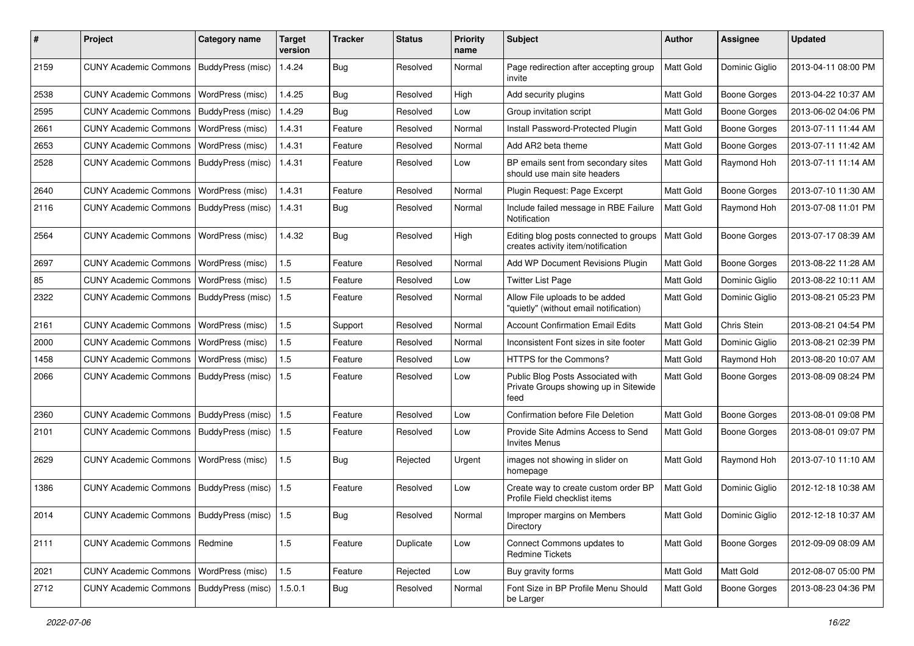| # | Project | Category name | Target version | Tracker | Status | Priority name | Subject | Author | Assignee | Updated |
|---|---|---|---|---|---|---|---|---|---|---|
| 2159 | CUNY Academic Commons | BuddyPress (misc) | 1.4.24 | Bug | Resolved | Normal | Page redirection after accepting group invite | Matt Gold | Dominic Giglio | 2013-04-11 08:00 PM |
| 2538 | CUNY Academic Commons | WordPress (misc) | 1.4.25 | Bug | Resolved | High | Add security plugins | Matt Gold | Boone Gorges | 2013-04-22 10:37 AM |
| 2595 | CUNY Academic Commons | BuddyPress (misc) | 1.4.29 | Bug | Resolved | Low | Group invitation script | Matt Gold | Boone Gorges | 2013-06-02 04:06 PM |
| 2661 | CUNY Academic Commons | WordPress (misc) | 1.4.31 | Feature | Resolved | Normal | Install Password-Protected Plugin | Matt Gold | Boone Gorges | 2013-07-11 11:44 AM |
| 2653 | CUNY Academic Commons | WordPress (misc) | 1.4.31 | Feature | Resolved | Normal | Add AR2 beta theme | Matt Gold | Boone Gorges | 2013-07-11 11:42 AM |
| 2528 | CUNY Academic Commons | BuddyPress (misc) | 1.4.31 | Feature | Resolved | Low | BP emails sent from secondary sites should use main site headers | Matt Gold | Raymond Hoh | 2013-07-11 11:14 AM |
| 2640 | CUNY Academic Commons | WordPress (misc) | 1.4.31 | Feature | Resolved | Normal | Plugin Request: Page Excerpt | Matt Gold | Boone Gorges | 2013-07-10 11:30 AM |
| 2116 | CUNY Academic Commons | BuddyPress (misc) | 1.4.31 | Bug | Resolved | Normal | Include failed message in RBE Failure Notification | Matt Gold | Raymond Hoh | 2013-07-08 11:01 PM |
| 2564 | CUNY Academic Commons | WordPress (misc) | 1.4.32 | Bug | Resolved | High | Editing blog posts connected to groups creates activity item/notification | Matt Gold | Boone Gorges | 2013-07-17 08:39 AM |
| 2697 | CUNY Academic Commons | WordPress (misc) | 1.5 | Feature | Resolved | Normal | Add WP Document Revisions Plugin | Matt Gold | Boone Gorges | 2013-08-22 11:28 AM |
| 85 | CUNY Academic Commons | WordPress (misc) | 1.5 | Feature | Resolved | Low | Twitter List Page | Matt Gold | Dominic Giglio | 2013-08-22 10:11 AM |
| 2322 | CUNY Academic Commons | BuddyPress (misc) | 1.5 | Feature | Resolved | Normal | Allow File uploads to be added "quietly" (without email notification) | Matt Gold | Dominic Giglio | 2013-08-21 05:23 PM |
| 2161 | CUNY Academic Commons | WordPress (misc) | 1.5 | Support | Resolved | Normal | Account Confirmation Email Edits | Matt Gold | Chris Stein | 2013-08-21 04:54 PM |
| 2000 | CUNY Academic Commons | WordPress (misc) | 1.5 | Feature | Resolved | Normal | Inconsistent Font sizes in site footer | Matt Gold | Dominic Giglio | 2013-08-21 02:39 PM |
| 1458 | CUNY Academic Commons | WordPress (misc) | 1.5 | Feature | Resolved | Low | HTTPS for the Commons? | Matt Gold | Raymond Hoh | 2013-08-20 10:07 AM |
| 2066 | CUNY Academic Commons | BuddyPress (misc) | 1.5 | Feature | Resolved | Low | Public Blog Posts Associated with Private Groups showing up in Sitewide feed | Matt Gold | Boone Gorges | 2013-08-09 08:24 PM |
| 2360 | CUNY Academic Commons | BuddyPress (misc) | 1.5 | Feature | Resolved | Low | Confirmation before File Deletion | Matt Gold | Boone Gorges | 2013-08-01 09:08 PM |
| 2101 | CUNY Academic Commons | BuddyPress (misc) | 1.5 | Feature | Resolved | Low | Provide Site Admins Access to Send Invites Menus | Matt Gold | Boone Gorges | 2013-08-01 09:07 PM |
| 2629 | CUNY Academic Commons | WordPress (misc) | 1.5 | Bug | Rejected | Urgent | images not showing in slider on homepage | Matt Gold | Raymond Hoh | 2013-07-10 11:10 AM |
| 1386 | CUNY Academic Commons | BuddyPress (misc) | 1.5 | Feature | Resolved | Low | Create way to create custom order BP Profile Field checklist items | Matt Gold | Dominic Giglio | 2012-12-18 10:38 AM |
| 2014 | CUNY Academic Commons | BuddyPress (misc) | 1.5 | Bug | Resolved | Normal | Improper margins on Members Directory | Matt Gold | Dominic Giglio | 2012-12-18 10:37 AM |
| 2111 | CUNY Academic Commons | Redmine | 1.5 | Feature | Duplicate | Low | Connect Commons updates to Redmine Tickets | Matt Gold | Boone Gorges | 2012-09-09 08:09 AM |
| 2021 | CUNY Academic Commons | WordPress (misc) | 1.5 | Feature | Rejected | Low | Buy gravity forms | Matt Gold | Matt Gold | 2012-08-07 05:00 PM |
| 2712 | CUNY Academic Commons | BuddyPress (misc) | 1.5.0.1 | Bug | Resolved | Normal | Font Size in BP Profile Menu Should be Larger | Matt Gold | Boone Gorges | 2013-08-23 04:36 PM |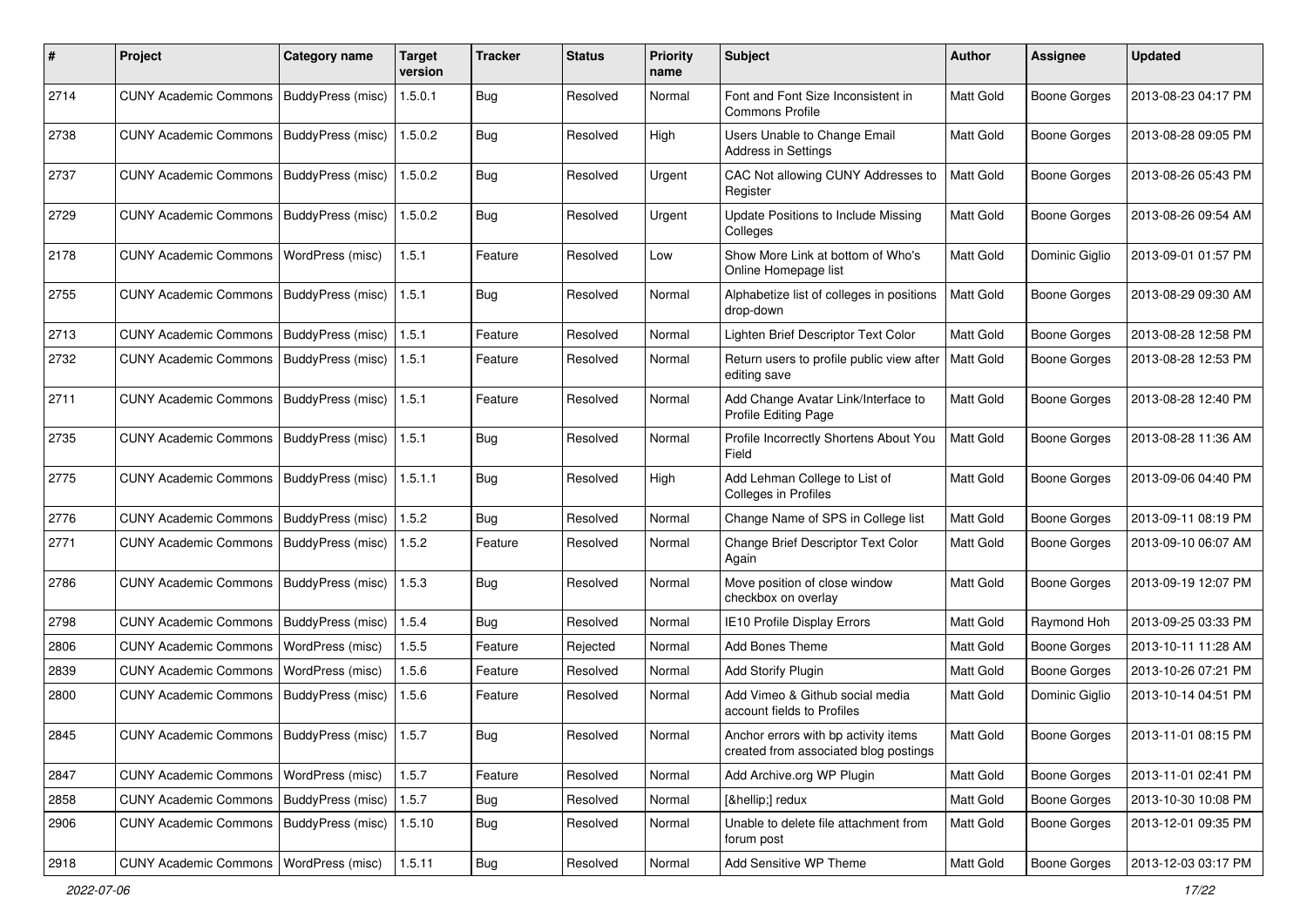| # | Project | Category name | Target version | Tracker | Status | Priority name | Subject | Author | Assignee | Updated |
|---|---|---|---|---|---|---|---|---|---|---|
| 2714 | CUNY Academic Commons | BuddyPress (misc) | 1.5.0.1 | Bug | Resolved | Normal | Font and Font Size Inconsistent in Commons Profile | Matt Gold | Boone Gorges | 2013-08-23 04:17 PM |
| 2738 | CUNY Academic Commons | BuddyPress (misc) | 1.5.0.2 | Bug | Resolved | High | Users Unable to Change Email Address in Settings | Matt Gold | Boone Gorges | 2013-08-28 09:05 PM |
| 2737 | CUNY Academic Commons | BuddyPress (misc) | 1.5.0.2 | Bug | Resolved | Urgent | CAC Not allowing CUNY Addresses to Register | Matt Gold | Boone Gorges | 2013-08-26 05:43 PM |
| 2729 | CUNY Academic Commons | BuddyPress (misc) | 1.5.0.2 | Bug | Resolved | Urgent | Update Positions to Include Missing Colleges | Matt Gold | Boone Gorges | 2013-08-26 09:54 AM |
| 2178 | CUNY Academic Commons | WordPress (misc) | 1.5.1 | Feature | Resolved | Low | Show More Link at bottom of Who's Online Homepage list | Matt Gold | Dominic Giglio | 2013-09-01 01:57 PM |
| 2755 | CUNY Academic Commons | BuddyPress (misc) | 1.5.1 | Bug | Resolved | Normal | Alphabetize list of colleges in positions drop-down | Matt Gold | Boone Gorges | 2013-08-29 09:30 AM |
| 2713 | CUNY Academic Commons | BuddyPress (misc) | 1.5.1 | Feature | Resolved | Normal | Lighten Brief Descriptor Text Color | Matt Gold | Boone Gorges | 2013-08-28 12:58 PM |
| 2732 | CUNY Academic Commons | BuddyPress (misc) | 1.5.1 | Feature | Resolved | Normal | Return users to profile public view after editing save | Matt Gold | Boone Gorges | 2013-08-28 12:53 PM |
| 2711 | CUNY Academic Commons | BuddyPress (misc) | 1.5.1 | Feature | Resolved | Normal | Add Change Avatar Link/Interface to Profile Editing Page | Matt Gold | Boone Gorges | 2013-08-28 12:40 PM |
| 2735 | CUNY Academic Commons | BuddyPress (misc) | 1.5.1 | Bug | Resolved | Normal | Profile Incorrectly Shortens About You Field | Matt Gold | Boone Gorges | 2013-08-28 11:36 AM |
| 2775 | CUNY Academic Commons | BuddyPress (misc) | 1.5.1.1 | Bug | Resolved | High | Add Lehman College to List of Colleges in Profiles | Matt Gold | Boone Gorges | 2013-09-06 04:40 PM |
| 2776 | CUNY Academic Commons | BuddyPress (misc) | 1.5.2 | Bug | Resolved | Normal | Change Name of SPS in College list | Matt Gold | Boone Gorges | 2013-09-11 08:19 PM |
| 2771 | CUNY Academic Commons | BuddyPress (misc) | 1.5.2 | Feature | Resolved | Normal | Change Brief Descriptor Text Color Again | Matt Gold | Boone Gorges | 2013-09-10 06:07 AM |
| 2786 | CUNY Academic Commons | BuddyPress (misc) | 1.5.3 | Bug | Resolved | Normal | Move position of close window checkbox on overlay | Matt Gold | Boone Gorges | 2013-09-19 12:07 PM |
| 2798 | CUNY Academic Commons | BuddyPress (misc) | 1.5.4 | Bug | Resolved | Normal | IE10 Profile Display Errors | Matt Gold | Raymond Hoh | 2013-09-25 03:33 PM |
| 2806 | CUNY Academic Commons | WordPress (misc) | 1.5.5 | Feature | Rejected | Normal | Add Bones Theme | Matt Gold | Boone Gorges | 2013-10-11 11:28 AM |
| 2839 | CUNY Academic Commons | WordPress (misc) | 1.5.6 | Feature | Resolved | Normal | Add Storify Plugin | Matt Gold | Boone Gorges | 2013-10-26 07:21 PM |
| 2800 | CUNY Academic Commons | BuddyPress (misc) | 1.5.6 | Feature | Resolved | Normal | Add Vimeo & Github social media account fields to Profiles | Matt Gold | Dominic Giglio | 2013-10-14 04:51 PM |
| 2845 | CUNY Academic Commons | BuddyPress (misc) | 1.5.7 | Bug | Resolved | Normal | Anchor errors with bp activity items created from associated blog postings | Matt Gold | Boone Gorges | 2013-11-01 08:15 PM |
| 2847 | CUNY Academic Commons | WordPress (misc) | 1.5.7 | Feature | Resolved | Normal | Add Archive.org WP Plugin | Matt Gold | Boone Gorges | 2013-11-01 02:41 PM |
| 2858 | CUNY Academic Commons | BuddyPress (misc) | 1.5.7 | Bug | Resolved | Normal | [&hellip;] redux | Matt Gold | Boone Gorges | 2013-10-30 10:08 PM |
| 2906 | CUNY Academic Commons | BuddyPress (misc) | 1.5.10 | Bug | Resolved | Normal | Unable to delete file attachment from forum post | Matt Gold | Boone Gorges | 2013-12-01 09:35 PM |
| 2918 | CUNY Academic Commons | WordPress (misc) | 1.5.11 | Bug | Resolved | Normal | Add Sensitive WP Theme | Matt Gold | Boone Gorges | 2013-12-03 03:17 PM |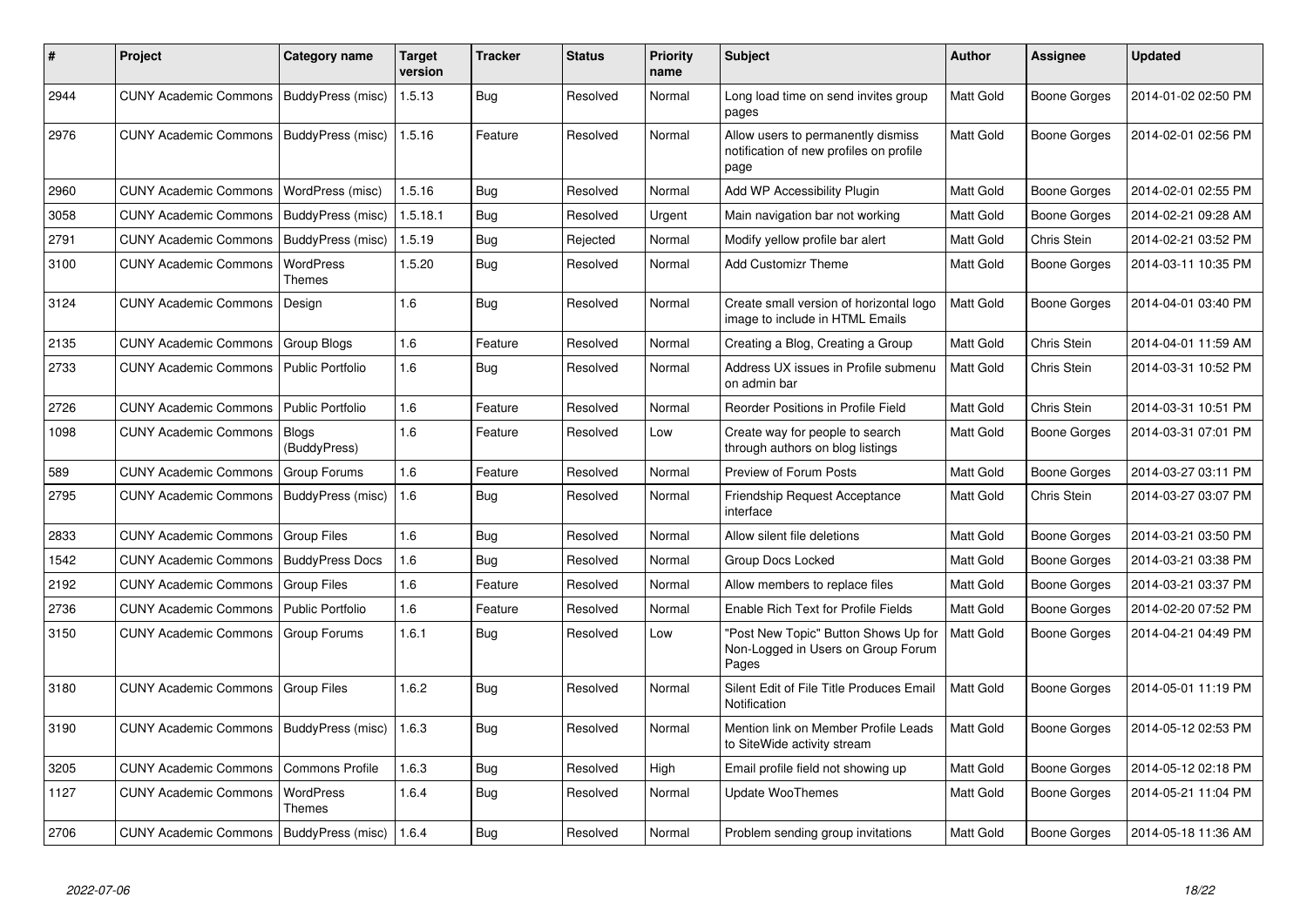| # | Project | Category name | Target version | Tracker | Status | Priority name | Subject | Author | Assignee | Updated |
|---|---|---|---|---|---|---|---|---|---|---|
| 2944 | CUNY Academic Commons | BuddyPress (misc) | 1.5.13 | Bug | Resolved | Normal | Long load time on send invites group pages | Matt Gold | Boone Gorges | 2014-01-02 02:50 PM |
| 2976 | CUNY Academic Commons | BuddyPress (misc) | 1.5.16 | Feature | Resolved | Normal | Allow users to permanently dismiss notification of new profiles on profile page | Matt Gold | Boone Gorges | 2014-02-01 02:56 PM |
| 2960 | CUNY Academic Commons | WordPress (misc) | 1.5.16 | Bug | Resolved | Normal | Add WP Accessibility Plugin | Matt Gold | Boone Gorges | 2014-02-01 02:55 PM |
| 3058 | CUNY Academic Commons | BuddyPress (misc) | 1.5.18.1 | Bug | Resolved | Urgent | Main navigation bar not working | Matt Gold | Boone Gorges | 2014-02-21 09:28 AM |
| 2791 | CUNY Academic Commons | BuddyPress (misc) | 1.5.19 | Bug | Rejected | Normal | Modify yellow profile bar alert | Matt Gold | Chris Stein | 2014-02-21 03:52 PM |
| 3100 | CUNY Academic Commons | WordPress Themes | 1.5.20 | Bug | Resolved | Normal | Add Customizr Theme | Matt Gold | Boone Gorges | 2014-03-11 10:35 PM |
| 3124 | CUNY Academic Commons | Design | 1.6 | Bug | Resolved | Normal | Create small version of horizontal logo image to include in HTML Emails | Matt Gold | Boone Gorges | 2014-04-01 03:40 PM |
| 2135 | CUNY Academic Commons | Group Blogs | 1.6 | Feature | Resolved | Normal | Creating a Blog, Creating a Group | Matt Gold | Chris Stein | 2014-04-01 11:59 AM |
| 2733 | CUNY Academic Commons | Public Portfolio | 1.6 | Bug | Resolved | Normal | Address UX issues in Profile submenu on admin bar | Matt Gold | Chris Stein | 2014-03-31 10:52 PM |
| 2726 | CUNY Academic Commons | Public Portfolio | 1.6 | Feature | Resolved | Normal | Reorder Positions in Profile Field | Matt Gold | Chris Stein | 2014-03-31 10:51 PM |
| 1098 | CUNY Academic Commons | Blogs (BuddyPress) | 1.6 | Feature | Resolved | Low | Create way for people to search through authors on blog listings | Matt Gold | Boone Gorges | 2014-03-31 07:01 PM |
| 589 | CUNY Academic Commons | Group Forums | 1.6 | Feature | Resolved | Normal | Preview of Forum Posts | Matt Gold | Boone Gorges | 2014-03-27 03:11 PM |
| 2795 | CUNY Academic Commons | BuddyPress (misc) | 1.6 | Bug | Resolved | Normal | Friendship Request Acceptance interface | Matt Gold | Chris Stein | 2014-03-27 03:07 PM |
| 2833 | CUNY Academic Commons | Group Files | 1.6 | Bug | Resolved | Normal | Allow silent file deletions | Matt Gold | Boone Gorges | 2014-03-21 03:50 PM |
| 1542 | CUNY Academic Commons | BuddyPress Docs | 1.6 | Bug | Resolved | Normal | Group Docs Locked | Matt Gold | Boone Gorges | 2014-03-21 03:38 PM |
| 2192 | CUNY Academic Commons | Group Files | 1.6 | Feature | Resolved | Normal | Allow members to replace files | Matt Gold | Boone Gorges | 2014-03-21 03:37 PM |
| 2736 | CUNY Academic Commons | Public Portfolio | 1.6 | Feature | Resolved | Normal | Enable Rich Text for Profile Fields | Matt Gold | Boone Gorges | 2014-02-20 07:52 PM |
| 3150 | CUNY Academic Commons | Group Forums | 1.6.1 | Bug | Resolved | Low | "Post New Topic" Button Shows Up for Non-Logged in Users on Group Forum Pages | Matt Gold | Boone Gorges | 2014-04-21 04:49 PM |
| 3180 | CUNY Academic Commons | Group Files | 1.6.2 | Bug | Resolved | Normal | Silent Edit of File Title Produces Email Notification | Matt Gold | Boone Gorges | 2014-05-01 11:19 PM |
| 3190 | CUNY Academic Commons | BuddyPress (misc) | 1.6.3 | Bug | Resolved | Normal | Mention link on Member Profile Leads to SiteWide activity stream | Matt Gold | Boone Gorges | 2014-05-12 02:53 PM |
| 3205 | CUNY Academic Commons | Commons Profile | 1.6.3 | Bug | Resolved | High | Email profile field not showing up | Matt Gold | Boone Gorges | 2014-05-12 02:18 PM |
| 1127 | CUNY Academic Commons | WordPress Themes | 1.6.4 | Bug | Resolved | Normal | Update WooThemes | Matt Gold | Boone Gorges | 2014-05-21 11:04 PM |
| 2706 | CUNY Academic Commons | BuddyPress (misc) | 1.6.4 | Bug | Resolved | Normal | Problem sending group invitations | Matt Gold | Boone Gorges | 2014-05-18 11:36 AM |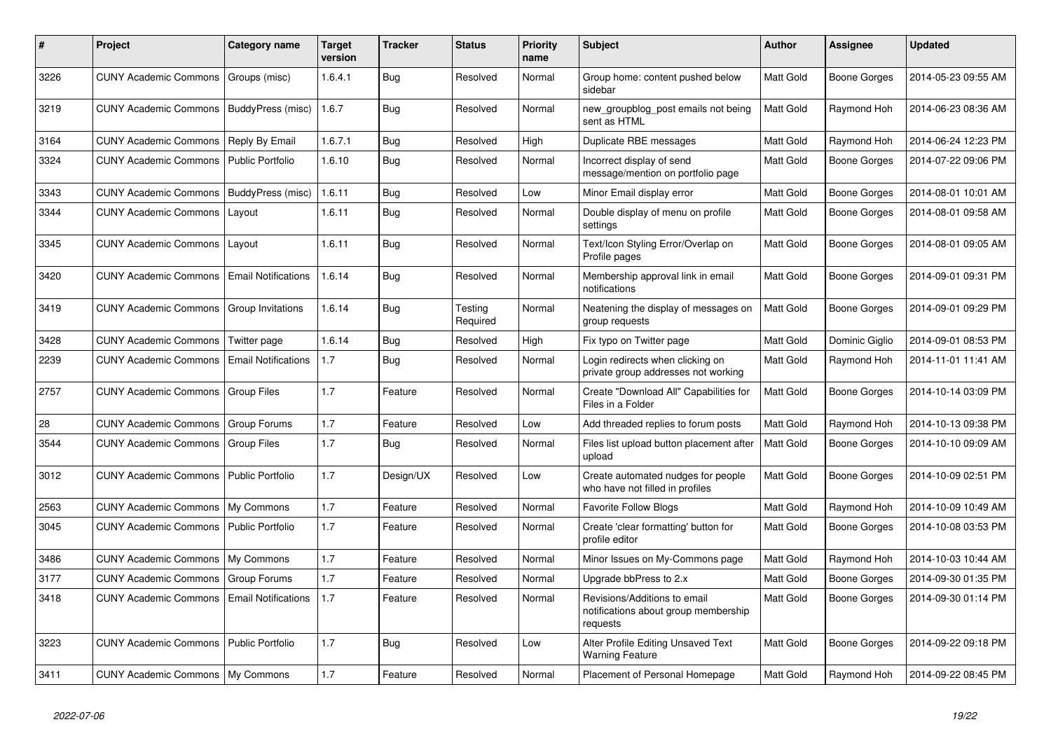| # | Project | Category name | Target version | Tracker | Status | Priority name | Subject | Author | Assignee | Updated |
|---|---|---|---|---|---|---|---|---|---|---|
| 3226 | CUNY Academic Commons | Groups (misc) | 1.6.4.1 | Bug | Resolved | Normal | Group home: content pushed below sidebar | Matt Gold | Boone Gorges | 2014-05-23 09:55 AM |
| 3219 | CUNY Academic Commons | BuddyPress (misc) | 1.6.7 | Bug | Resolved | Normal | new_groupblog_post emails not being sent as HTML | Matt Gold | Raymond Hoh | 2014-06-23 08:36 AM |
| 3164 | CUNY Academic Commons | Reply By Email | 1.6.7.1 | Bug | Resolved | High | Duplicate RBE messages | Matt Gold | Raymond Hoh | 2014-06-24 12:23 PM |
| 3324 | CUNY Academic Commons | Public Portfolio | 1.6.10 | Bug | Resolved | Normal | Incorrect display of send message/mention on portfolio page | Matt Gold | Boone Gorges | 2014-07-22 09:06 PM |
| 3343 | CUNY Academic Commons | BuddyPress (misc) | 1.6.11 | Bug | Resolved | Low | Minor Email display error | Matt Gold | Boone Gorges | 2014-08-01 10:01 AM |
| 3344 | CUNY Academic Commons | Layout | 1.6.11 | Bug | Resolved | Normal | Double display of menu on profile settings | Matt Gold | Boone Gorges | 2014-08-01 09:58 AM |
| 3345 | CUNY Academic Commons | Layout | 1.6.11 | Bug | Resolved | Normal | Text/Icon Styling Error/Overlap on Profile pages | Matt Gold | Boone Gorges | 2014-08-01 09:05 AM |
| 3420 | CUNY Academic Commons | Email Notifications | 1.6.14 | Bug | Resolved | Normal | Membership approval link in email notifications | Matt Gold | Boone Gorges | 2014-09-01 09:31 PM |
| 3419 | CUNY Academic Commons | Group Invitations | 1.6.14 | Bug | Testing Required | Normal | Neatening the display of messages on group requests | Matt Gold | Boone Gorges | 2014-09-01 09:29 PM |
| 3428 | CUNY Academic Commons | Twitter page | 1.6.14 | Bug | Resolved | High | Fix typo on Twitter page | Matt Gold | Dominic Giglio | 2014-09-01 08:53 PM |
| 2239 | CUNY Academic Commons | Email Notifications | 1.7 | Bug | Resolved | Normal | Login redirects when clicking on private group addresses not working | Matt Gold | Raymond Hoh | 2014-11-01 11:41 AM |
| 2757 | CUNY Academic Commons | Group Files | 1.7 | Feature | Resolved | Normal | Create "Download All" Capabilities for Files in a Folder | Matt Gold | Boone Gorges | 2014-10-14 03:09 PM |
| 28 | CUNY Academic Commons | Group Forums | 1.7 | Feature | Resolved | Low | Add threaded replies to forum posts | Matt Gold | Raymond Hoh | 2014-10-13 09:38 PM |
| 3544 | CUNY Academic Commons | Group Files | 1.7 | Bug | Resolved | Normal | Files list upload button placement after upload | Matt Gold | Boone Gorges | 2014-10-10 09:09 AM |
| 3012 | CUNY Academic Commons | Public Portfolio | 1.7 | Design/UX | Resolved | Low | Create automated nudges for people who have not filled in profiles | Matt Gold | Boone Gorges | 2014-10-09 02:51 PM |
| 2563 | CUNY Academic Commons | My Commons | 1.7 | Feature | Resolved | Normal | Favorite Follow Blogs | Matt Gold | Raymond Hoh | 2014-10-09 10:49 AM |
| 3045 | CUNY Academic Commons | Public Portfolio | 1.7 | Feature | Resolved | Normal | Create 'clear formatting' button for profile editor | Matt Gold | Boone Gorges | 2014-10-08 03:53 PM |
| 3486 | CUNY Academic Commons | My Commons | 1.7 | Feature | Resolved | Normal | Minor Issues on My-Commons page | Matt Gold | Raymond Hoh | 2014-10-03 10:44 AM |
| 3177 | CUNY Academic Commons | Group Forums | 1.7 | Feature | Resolved | Normal | Upgrade bbPress to 2.x | Matt Gold | Boone Gorges | 2014-09-30 01:35 PM |
| 3418 | CUNY Academic Commons | Email Notifications | 1.7 | Feature | Resolved | Normal | Revisions/Additions to email notifications about group membership requests | Matt Gold | Boone Gorges | 2014-09-30 01:14 PM |
| 3223 | CUNY Academic Commons | Public Portfolio | 1.7 | Bug | Resolved | Low | Alter Profile Editing Unsaved Text Warning Feature | Matt Gold | Boone Gorges | 2014-09-22 09:18 PM |
| 3411 | CUNY Academic Commons | My Commons | 1.7 | Feature | Resolved | Normal | Placement of Personal Homepage | Matt Gold | Raymond Hoh | 2014-09-22 08:45 PM |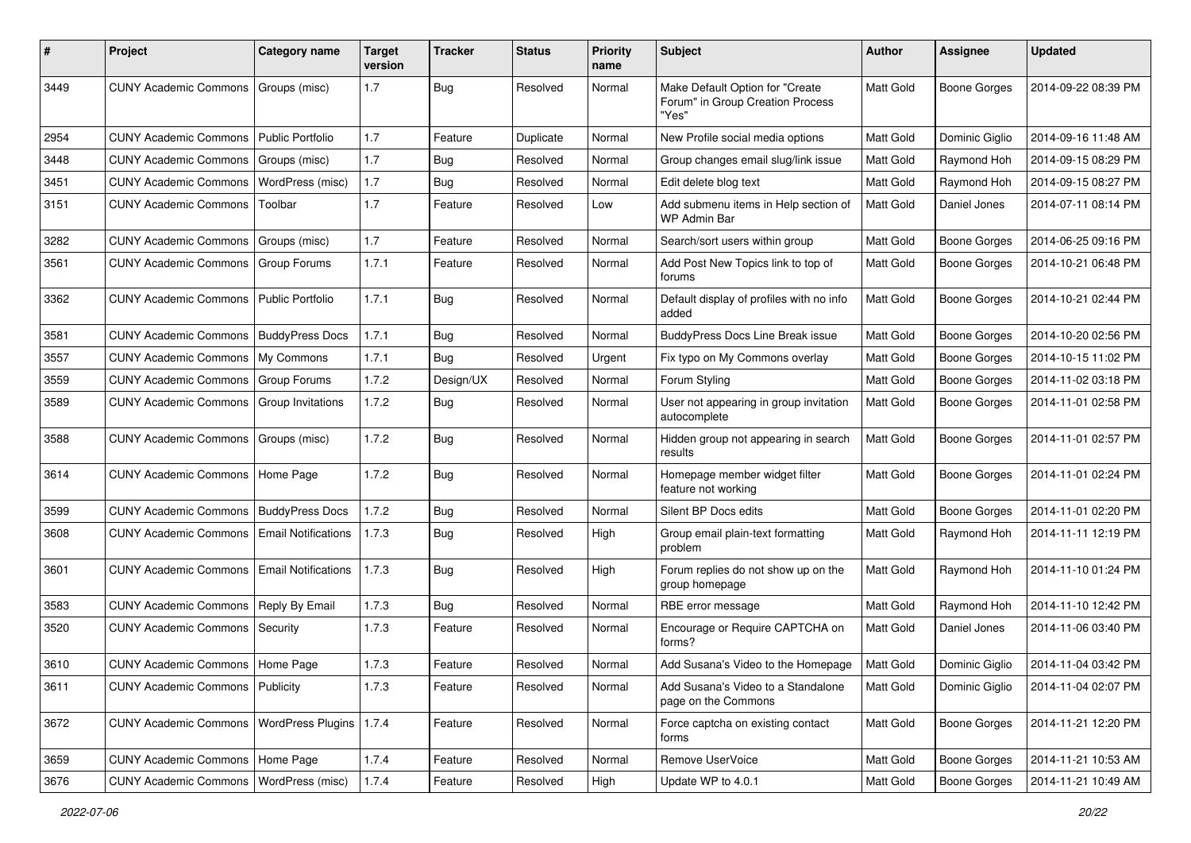| # | Project | Category name | Target version | Tracker | Status | Priority name | Subject | Author | Assignee | Updated |
|---|---|---|---|---|---|---|---|---|---|---|
| 3449 | CUNY Academic Commons | Groups (misc) | 1.7 | Bug | Resolved | Normal | Make Default Option for "Create Forum" in Group Creation Process "Yes" | Matt Gold | Boone Gorges | 2014-09-22 08:39 PM |
| 2954 | CUNY Academic Commons | Public Portfolio | 1.7 | Feature | Duplicate | Normal | New Profile social media options | Matt Gold | Dominic Giglio | 2014-09-16 11:48 AM |
| 3448 | CUNY Academic Commons | Groups (misc) | 1.7 | Bug | Resolved | Normal | Group changes email slug/link issue | Matt Gold | Raymond Hoh | 2014-09-15 08:29 PM |
| 3451 | CUNY Academic Commons | WordPress (misc) | 1.7 | Bug | Resolved | Normal | Edit delete blog text | Matt Gold | Raymond Hoh | 2014-09-15 08:27 PM |
| 3151 | CUNY Academic Commons | Toolbar | 1.7 | Feature | Resolved | Low | Add submenu items in Help section of WP Admin Bar | Matt Gold | Daniel Jones | 2014-07-11 08:14 PM |
| 3282 | CUNY Academic Commons | Groups (misc) | 1.7 | Feature | Resolved | Normal | Search/sort users within group | Matt Gold | Boone Gorges | 2014-06-25 09:16 PM |
| 3561 | CUNY Academic Commons | Group Forums | 1.7.1 | Feature | Resolved | Normal | Add Post New Topics link to top of forums | Matt Gold | Boone Gorges | 2014-10-21 06:48 PM |
| 3362 | CUNY Academic Commons | Public Portfolio | 1.7.1 | Bug | Resolved | Normal | Default display of profiles with no info added | Matt Gold | Boone Gorges | 2014-10-21 02:44 PM |
| 3581 | CUNY Academic Commons | BuddyPress Docs | 1.7.1 | Bug | Resolved | Normal | BuddyPress Docs Line Break issue | Matt Gold | Boone Gorges | 2014-10-20 02:56 PM |
| 3557 | CUNY Academic Commons | My Commons | 1.7.1 | Bug | Resolved | Urgent | Fix typo on My Commons overlay | Matt Gold | Boone Gorges | 2014-10-15 11:02 PM |
| 3559 | CUNY Academic Commons | Group Forums | 1.7.2 | Design/UX | Resolved | Normal | Forum Styling | Matt Gold | Boone Gorges | 2014-11-02 03:18 PM |
| 3589 | CUNY Academic Commons | Group Invitations | 1.7.2 | Bug | Resolved | Normal | User not appearing in group invitation autocomplete | Matt Gold | Boone Gorges | 2014-11-01 02:58 PM |
| 3588 | CUNY Academic Commons | Groups (misc) | 1.7.2 | Bug | Resolved | Normal | Hidden group not appearing in search results | Matt Gold | Boone Gorges | 2014-11-01 02:57 PM |
| 3614 | CUNY Academic Commons | Home Page | 1.7.2 | Bug | Resolved | Normal | Homepage member widget filter feature not working | Matt Gold | Boone Gorges | 2014-11-01 02:24 PM |
| 3599 | CUNY Academic Commons | BuddyPress Docs | 1.7.2 | Bug | Resolved | Normal | Silent BP Docs edits | Matt Gold | Boone Gorges | 2014-11-01 02:20 PM |
| 3608 | CUNY Academic Commons | Email Notifications | 1.7.3 | Bug | Resolved | High | Group email plain-text formatting problem | Matt Gold | Raymond Hoh | 2014-11-11 12:19 PM |
| 3601 | CUNY Academic Commons | Email Notifications | 1.7.3 | Bug | Resolved | High | Forum replies do not show up on the group homepage | Matt Gold | Raymond Hoh | 2014-11-10 01:24 PM |
| 3583 | CUNY Academic Commons | Reply By Email | 1.7.3 | Bug | Resolved | Normal | RBE error message | Matt Gold | Raymond Hoh | 2014-11-10 12:42 PM |
| 3520 | CUNY Academic Commons | Security | 1.7.3 | Feature | Resolved | Normal | Encourage or Require CAPTCHA on forms? | Matt Gold | Daniel Jones | 2014-11-06 03:40 PM |
| 3610 | CUNY Academic Commons | Home Page | 1.7.3 | Feature | Resolved | Normal | Add Susana's Video to the Homepage | Matt Gold | Dominic Giglio | 2014-11-04 03:42 PM |
| 3611 | CUNY Academic Commons | Publicity | 1.7.3 | Feature | Resolved | Normal | Add Susana's Video to a Standalone page on the Commons | Matt Gold | Dominic Giglio | 2014-11-04 02:07 PM |
| 3672 | CUNY Academic Commons | WordPress Plugins | 1.7.4 | Feature | Resolved | Normal | Force captcha on existing contact forms | Matt Gold | Boone Gorges | 2014-11-21 12:20 PM |
| 3659 | CUNY Academic Commons | Home Page | 1.7.4 | Feature | Resolved | Normal | Remove UserVoice | Matt Gold | Boone Gorges | 2014-11-21 10:53 AM |
| 3676 | CUNY Academic Commons | WordPress (misc) | 1.7.4 | Feature | Resolved | High | Update WP to 4.0.1 | Matt Gold | Boone Gorges | 2014-11-21 10:49 AM |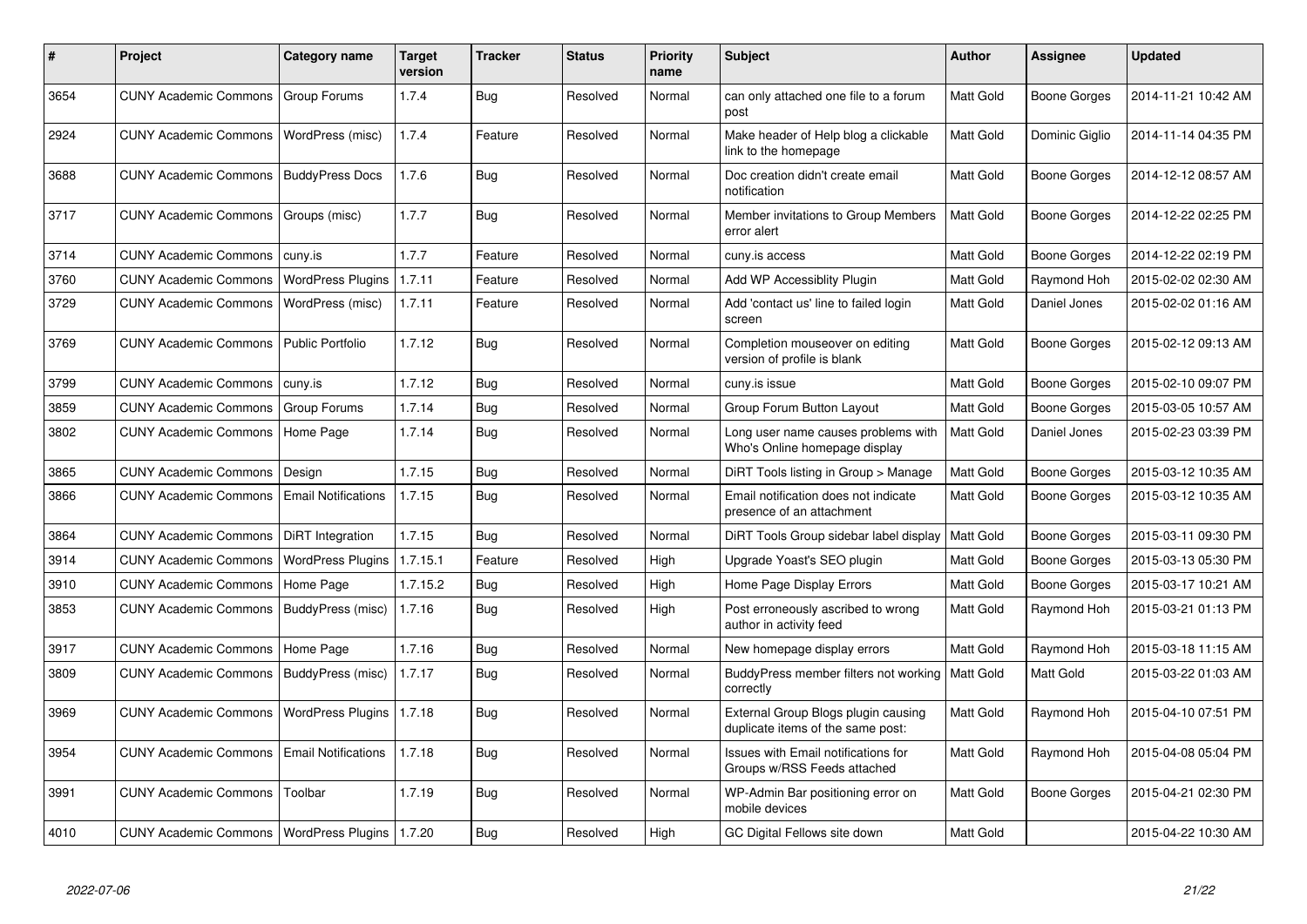| # | Project | Category name | Target version | Tracker | Status | Priority name | Subject | Author | Assignee | Updated |
|---|---|---|---|---|---|---|---|---|---|---|
| 3654 | CUNY Academic Commons | Group Forums | 1.7.4 | Bug | Resolved | Normal | can only attached one file to a forum post | Matt Gold | Boone Gorges | 2014-11-21 10:42 AM |
| 2924 | CUNY Academic Commons | WordPress (misc) | 1.7.4 | Feature | Resolved | Normal | Make header of Help blog a clickable link to the homepage | Matt Gold | Dominic Giglio | 2014-11-14 04:35 PM |
| 3688 | CUNY Academic Commons | BuddyPress Docs | 1.7.6 | Bug | Resolved | Normal | Doc creation didn't create email notification | Matt Gold | Boone Gorges | 2014-12-12 08:57 AM |
| 3717 | CUNY Academic Commons | Groups (misc) | 1.7.7 | Bug | Resolved | Normal | Member invitations to Group Members error alert | Matt Gold | Boone Gorges | 2014-12-22 02:25 PM |
| 3714 | CUNY Academic Commons | cuny.is | 1.7.7 | Feature | Resolved | Normal | cuny.is access | Matt Gold | Boone Gorges | 2014-12-22 02:19 PM |
| 3760 | CUNY Academic Commons | WordPress Plugins | 1.7.11 | Feature | Resolved | Normal | Add WP Accessiblity Plugin | Matt Gold | Raymond Hoh | 2015-02-02 02:30 AM |
| 3729 | CUNY Academic Commons | WordPress (misc) | 1.7.11 | Feature | Resolved | Normal | Add 'contact us' line to failed login screen | Matt Gold | Daniel Jones | 2015-02-02 01:16 AM |
| 3769 | CUNY Academic Commons | Public Portfolio | 1.7.12 | Bug | Resolved | Normal | Completion mouseover on editing version of profile is blank | Matt Gold | Boone Gorges | 2015-02-12 09:13 AM |
| 3799 | CUNY Academic Commons | cuny.is | 1.7.12 | Bug | Resolved | Normal | cuny.is issue | Matt Gold | Boone Gorges | 2015-02-10 09:07 PM |
| 3859 | CUNY Academic Commons | Group Forums | 1.7.14 | Bug | Resolved | Normal | Group Forum Button Layout | Matt Gold | Boone Gorges | 2015-03-05 10:57 AM |
| 3802 | CUNY Academic Commons | Home Page | 1.7.14 | Bug | Resolved | Normal | Long user name causes problems with Who's Online homepage display | Matt Gold | Daniel Jones | 2015-02-23 03:39 PM |
| 3865 | CUNY Academic Commons | Design | 1.7.15 | Bug | Resolved | Normal | DiRT Tools listing in Group > Manage | Matt Gold | Boone Gorges | 2015-03-12 10:35 AM |
| 3866 | CUNY Academic Commons | Email Notifications | 1.7.15 | Bug | Resolved | Normal | Email notification does not indicate presence of an attachment | Matt Gold | Boone Gorges | 2015-03-12 10:35 AM |
| 3864 | CUNY Academic Commons | DiRT Integration | 1.7.15 | Bug | Resolved | Normal | DiRT Tools Group sidebar label display | Matt Gold | Boone Gorges | 2015-03-11 09:30 PM |
| 3914 | CUNY Academic Commons | WordPress Plugins | 1.7.15.1 | Feature | Resolved | High | Upgrade Yoast's SEO plugin | Matt Gold | Boone Gorges | 2015-03-13 05:30 PM |
| 3910 | CUNY Academic Commons | Home Page | 1.7.15.2 | Bug | Resolved | High | Home Page Display Errors | Matt Gold | Boone Gorges | 2015-03-17 10:21 AM |
| 3853 | CUNY Academic Commons | BuddyPress (misc) | 1.7.16 | Bug | Resolved | High | Post erroneously ascribed to wrong author in activity feed | Matt Gold | Raymond Hoh | 2015-03-21 01:13 PM |
| 3917 | CUNY Academic Commons | Home Page | 1.7.16 | Bug | Resolved | Normal | New homepage display errors | Matt Gold | Raymond Hoh | 2015-03-18 11:15 AM |
| 3809 | CUNY Academic Commons | BuddyPress (misc) | 1.7.17 | Bug | Resolved | Normal | BuddyPress member filters not working correctly | Matt Gold | Matt Gold | 2015-03-22 01:03 AM |
| 3969 | CUNY Academic Commons | WordPress Plugins | 1.7.18 | Bug | Resolved | Normal | External Group Blogs plugin causing duplicate items of the same post: | Matt Gold | Raymond Hoh | 2015-04-10 07:51 PM |
| 3954 | CUNY Academic Commons | Email Notifications | 1.7.18 | Bug | Resolved | Normal | Issues with Email notifications for Groups w/RSS Feeds attached | Matt Gold | Raymond Hoh | 2015-04-08 05:04 PM |
| 3991 | CUNY Academic Commons | Toolbar | 1.7.19 | Bug | Resolved | Normal | WP-Admin Bar positioning error on mobile devices | Matt Gold | Boone Gorges | 2015-04-21 02:30 PM |
| 4010 | CUNY Academic Commons | WordPress Plugins | 1.7.20 | Bug | Resolved | High | GC Digital Fellows site down | Matt Gold | | 2015-04-22 10:30 AM |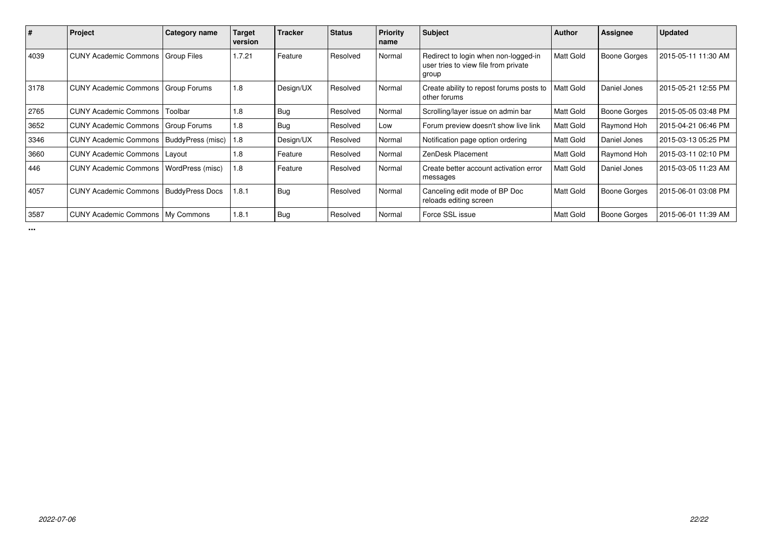| # | Project | Category name | Target version | Tracker | Status | Priority name | Subject | Author | Assignee | Updated |
|---|---|---|---|---|---|---|---|---|---|---|
| 4039 | CUNY Academic Commons | Group Files | 1.7.21 | Feature | Resolved | Normal | Redirect to login when non-logged-in user tries to view file from private group | Matt Gold | Boone Gorges | 2015-05-11 11:30 AM |
| 3178 | CUNY Academic Commons | Group Forums | 1.8 | Design/UX | Resolved | Normal | Create ability to repost forums posts to other forums | Matt Gold | Daniel Jones | 2015-05-21 12:55 PM |
| 2765 | CUNY Academic Commons | Toolbar | 1.8 | Bug | Resolved | Normal | Scrolling/layer issue on admin bar | Matt Gold | Boone Gorges | 2015-05-05 03:48 PM |
| 3652 | CUNY Academic Commons | Group Forums | 1.8 | Bug | Resolved | Low | Forum preview doesn't show live link | Matt Gold | Raymond Hoh | 2015-04-21 06:46 PM |
| 3346 | CUNY Academic Commons | BuddyPress (misc) | 1.8 | Design/UX | Resolved | Normal | Notification page option ordering | Matt Gold | Daniel Jones | 2015-03-13 05:25 PM |
| 3660 | CUNY Academic Commons | Layout | 1.8 | Feature | Resolved | Normal | ZenDesk Placement | Matt Gold | Raymond Hoh | 2015-03-11 02:10 PM |
| 446 | CUNY Academic Commons | WordPress (misc) | 1.8 | Feature | Resolved | Normal | Create better account activation error messages | Matt Gold | Daniel Jones | 2015-03-05 11:23 AM |
| 4057 | CUNY Academic Commons | BuddyPress Docs | 1.8.1 | Bug | Resolved | Normal | Canceling edit mode of BP Doc reloads editing screen | Matt Gold | Boone Gorges | 2015-06-01 03:08 PM |
| 3587 | CUNY Academic Commons | My Commons | 1.8.1 | Bug | Resolved | Normal | Force SSL issue | Matt Gold | Boone Gorges | 2015-06-01 11:39 AM |

...